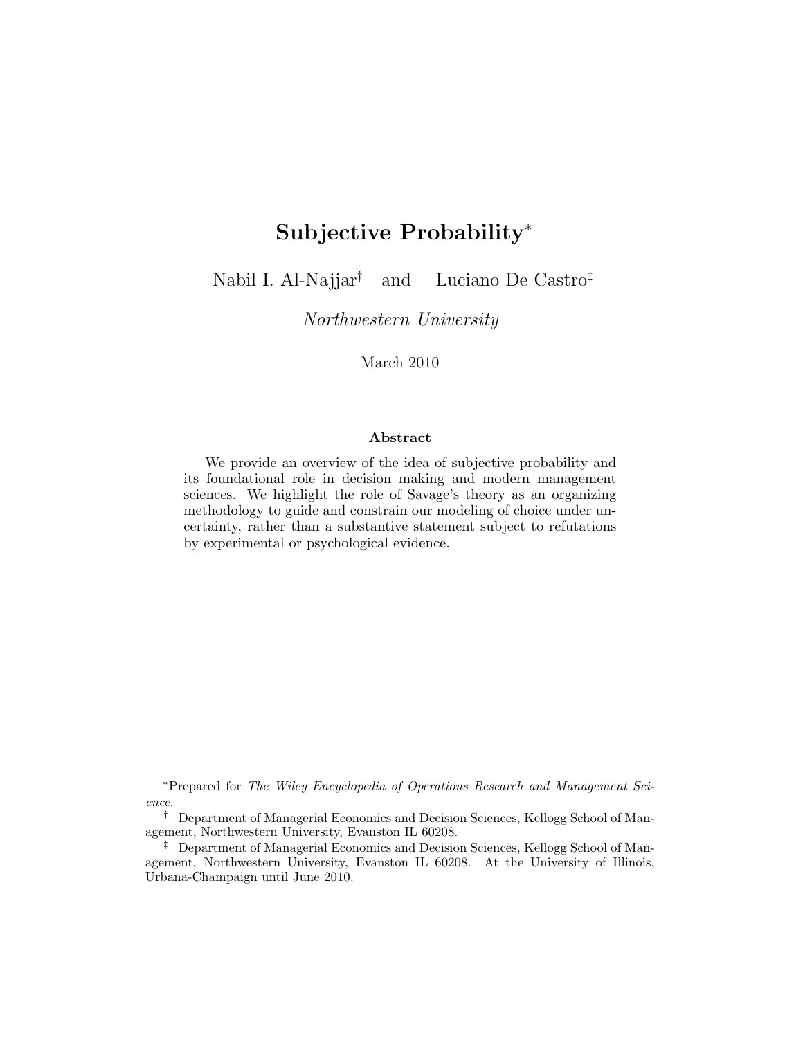# Subjective Probability[*]

Nabil I. Al-Najjar[†] and Luciano De Castro[‡]

*Northwestern University*

March 2010

### Abstract

We provide an overview of the idea of subjective probability and its foundational role in decision making and modern management sciences. We highlight the role of Savage's theory as an organizing methodology to guide and constrain our modeling of choice under uncertainty, rather than a substantive statement subject to refutations by experimental or psychological evidence.

---

[*] Prepared for *The Wiley Encyclopedia of Operations Research and Management Science.*

[†] Department of Managerial Economics and Decision Sciences, Kellogg School of Management, Northwestern University, Evanston IL 60208.

[‡] Department of Managerial Economics and Decision Sciences, Kellogg School of Management, Northwestern University, Evanston IL 60208. At the University of Illinois, Urbana-Champaign until June 2010.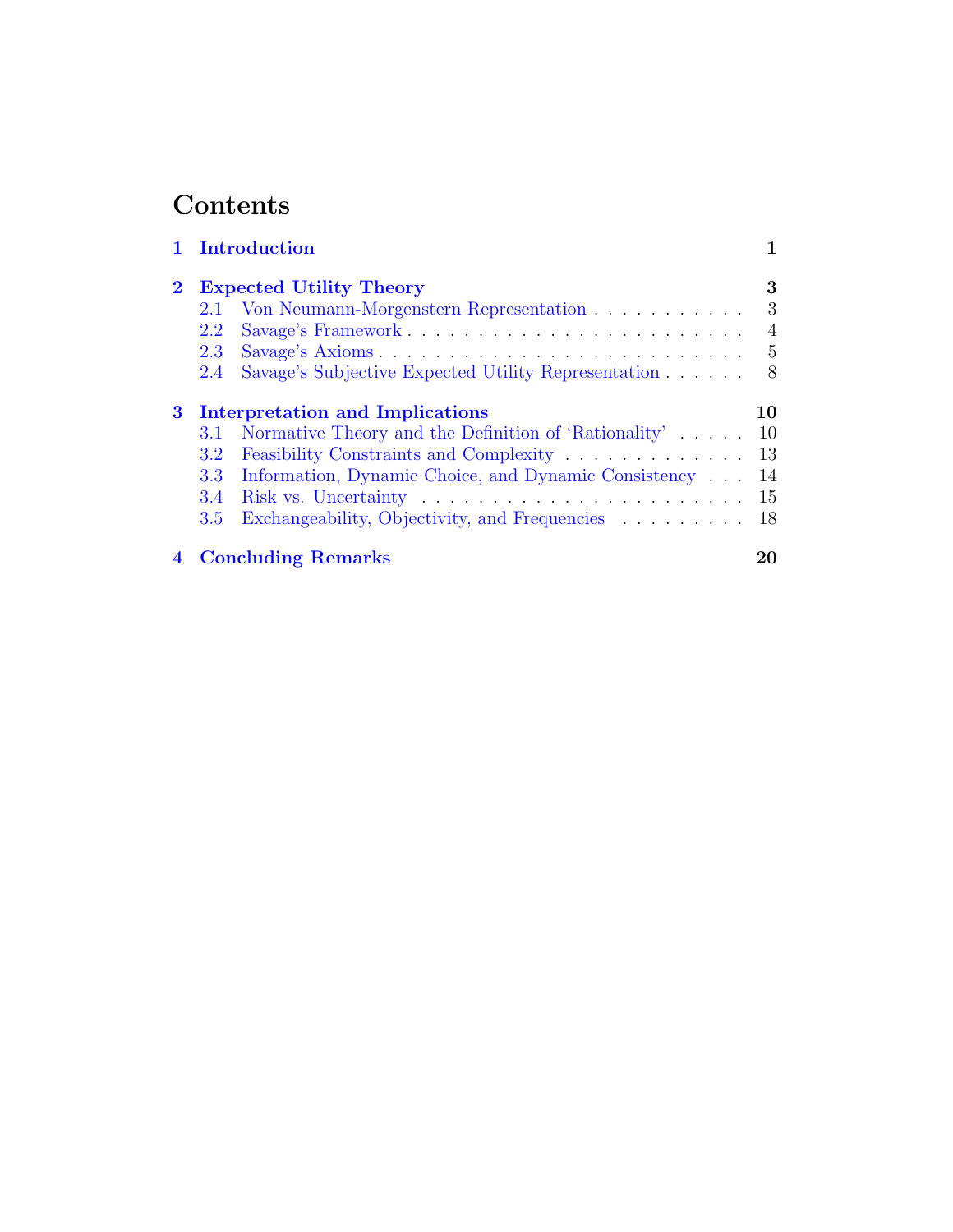# Contents

**1 Introduction** **1**

**2 Expected Utility Theory** **3**

- 2.1 Von Neumann-Morgenstern Representation . . . . . . . . . . . 3
- 2.2 Savage's Framework . . . . . . . . . . . . . . . . . . . . . . . 4
- 2.3 Savage's Axioms . . . . . . . . . . . . . . . . . . . . . . . . . 5
- 2.4 Savage's Subjective Expected Utility Representation . . . . . . 8

**3 Interpretation and Implications** **10**

- 3.1 Normative Theory and the Definition of 'Rationality' . . . . . 10
- 3.2 Feasibility Constraints and Complexity . . . . . . . . . . . . . 13
- 3.3 Information, Dynamic Choice, and Dynamic Consistency . . . 14
- 3.4 Risk vs. Uncertainty . . . . . . . . . . . . . . . . . . . . . . . 15
- 3.5 Exchangeability, Objectivity, and Frequencies . . . . . . . . . 18

**4 Concluding Remarks** **20**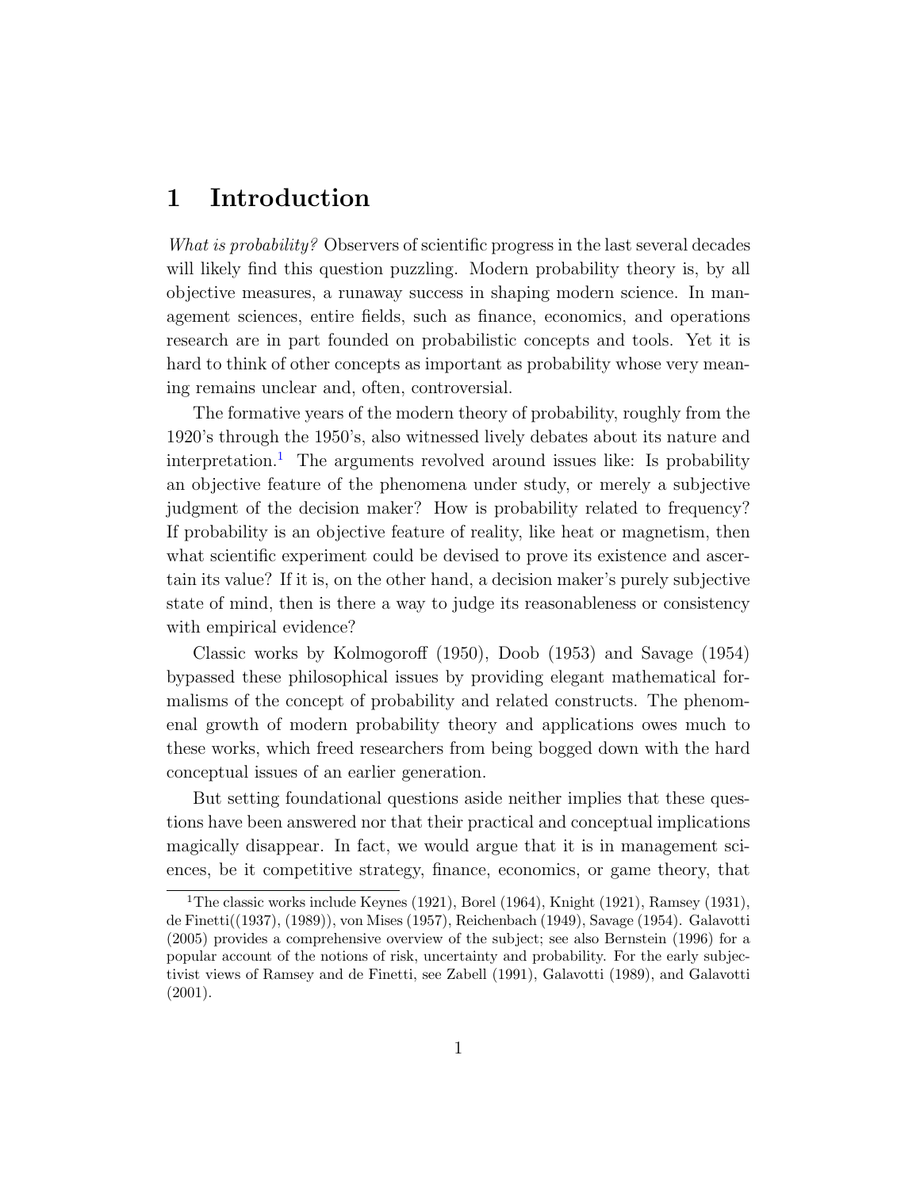# 1 Introduction

*What is probability?* Observers of scientific progress in the last several decades will likely find this question puzzling. Modern probability theory is, by all objective measures, a runaway success in shaping modern science. In management sciences, entire fields, such as finance, economics, and operations research are in part founded on probabilistic concepts and tools. Yet it is hard to think of other concepts as important as probability whose very meaning remains unclear and, often, controversial.

The formative years of the modern theory of probability, roughly from the 1920's through the 1950's, also witnessed lively debates about its nature and interpretation.[1] The arguments revolved around issues like: Is probability an objective feature of the phenomena under study, or merely a subjective judgment of the decision maker? How is probability related to frequency? If probability is an objective feature of reality, like heat or magnetism, then what scientific experiment could be devised to prove its existence and ascertain its value? If it is, on the other hand, a decision maker's purely subjective state of mind, then is there a way to judge its reasonableness or consistency with empirical evidence?

Classic works by Kolmogoroff (1950), Doob (1953) and Savage (1954) bypassed these philosophical issues by providing elegant mathematical formalisms of the concept of probability and related constructs. The phenomenal growth of modern probability theory and applications owes much to these works, which freed researchers from being bogged down with the hard conceptual issues of an earlier generation.

But setting foundational questions aside neither implies that these questions have been answered nor that their practical and conceptual implications magically disappear. In fact, we would argue that it is in management sciences, be it competitive strategy, finance, economics, or game theory, that

[1] The classic works include Keynes (1921), Borel (1964), Knight (1921), Ramsey (1931), de Finetti((1937), (1989)), von Mises (1957), Reichenbach (1949), Savage (1954). Galavotti (2005) provides a comprehensive overview of the subject; see also Bernstein (1996) for a popular account of the notions of risk, uncertainty and probability. For the early subjectivist views of Ramsey and de Finetti, see Zabell (1991), Galavotti (1989), and Galavotti (2001).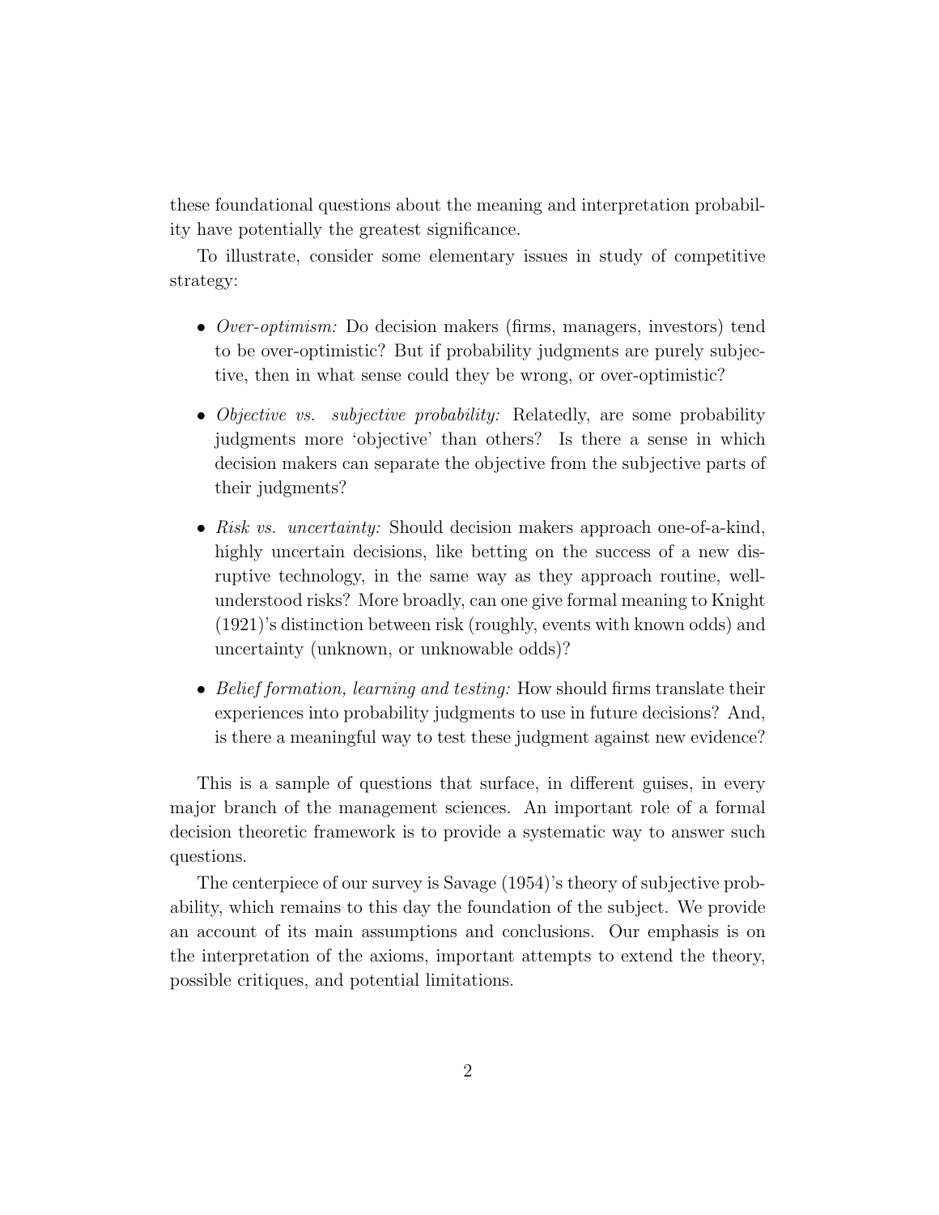these foundational questions about the meaning and interpretation probability have potentially the greatest significance.

To illustrate, consider some elementary issues in study of competitive strategy:

- *Over-optimism:* Do decision makers (firms, managers, investors) tend to be over-optimistic? But if probability judgments are purely subjective, then in what sense could they be wrong, or over-optimistic?
- *Objective vs. subjective probability:* Relatedly, are some probability judgments more 'objective' than others? Is there a sense in which decision makers can separate the objective from the subjective parts of their judgments?
- *Risk vs. uncertainty:* Should decision makers approach one-of-a-kind, highly uncertain decisions, like betting on the success of a new disruptive technology, in the same way as they approach routine, well-understood risks? More broadly, can one give formal meaning to Knight (1921)'s distinction between risk (roughly, events with known odds) and uncertainty (unknown, or unknowable odds)?
- *Belief formation, learning and testing:* How should firms translate their experiences into probability judgments to use in future decisions? And, is there a meaningful way to test these judgment against new evidence?

This is a sample of questions that surface, in different guises, in every major branch of the management sciences. An important role of a formal decision theoretic framework is to provide a systematic way to answer such questions.

The centerpiece of our survey is Savage (1954)'s theory of subjective probability, which remains to this day the foundation of the subject. We provide an account of its main assumptions and conclusions. Our emphasis is on the interpretation of the axioms, important attempts to extend the theory, possible critiques, and potential limitations.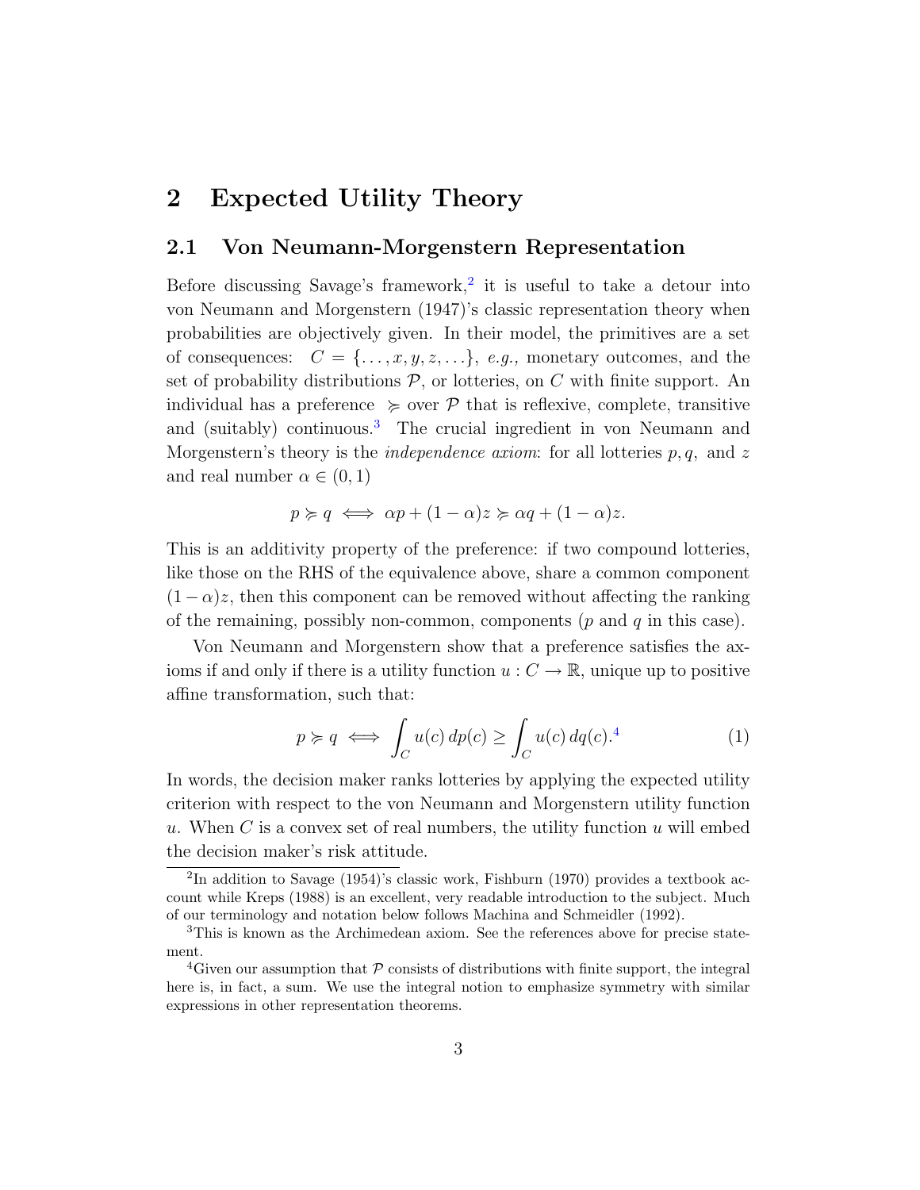# 2 Expected Utility Theory

## 2.1 Von Neumann-Morgenstern Representation

Before discussing Savage's framework,[2] it is useful to take a detour into von Neumann and Morgenstern (1947)'s classic representation theory when probabilities are objectively given. In their model, the primitives are a set of consequences: $C = \{\ldots, x, y, z, \ldots\}$, *e.g.,* monetary outcomes, and the set of probability distributions $\mathcal{P}$, or lotteries, on $C$ with finite support. An individual has a preference $\succcurlyeq$ over $\mathcal{P}$ that is reflexive, complete, transitive and (suitably) continuous.[3] The crucial ingredient in von Neumann and Morgenstern's theory is the *independence axiom*: for all lotteries $p, q,$ and $z$ and real number $\alpha \in (0,1)$

$$p \succcurlyeq q \iff \alpha p + (1-\alpha)z \succcurlyeq \alpha q + (1-\alpha)z.$$

This is an additivity property of the preference: if two compound lotteries, like those on the RHS of the equivalence above, share a common component $(1-\alpha)z$, then this component can be removed without affecting the ranking of the remaining, possibly non-common, components ($p$ and $q$ in this case).

Von Neumann and Morgenstern show that a preference satisfies the axioms if and only if there is a utility function $u : C \to \mathbb{R}$, unique up to positive affine transformation, such that:

$$p \succcurlyeq q \iff \int_C u(c)\, dp(c) \geq \int_C u(c)\, dq(c).^{4} \tag{1}$$

In words, the decision maker ranks lotteries by applying the expected utility criterion with respect to the von Neumann and Morgenstern utility function $u$. When $C$ is a convex set of real numbers, the utility function $u$ will embed the decision maker's risk attitude.

[2] In addition to Savage (1954)'s classic work, Fishburn (1970) provides a textbook account while Kreps (1988) is an excellent, very readable introduction to the subject. Much of our terminology and notation below follows Machina and Schmeidler (1992).

[3] This is known as the Archimedean axiom. See the references above for precise statement.

[4] Given our assumption that $\mathcal{P}$ consists of distributions with finite support, the integral here is, in fact, a sum. We use the integral notion to emphasize symmetry with similar expressions in other representation theorems.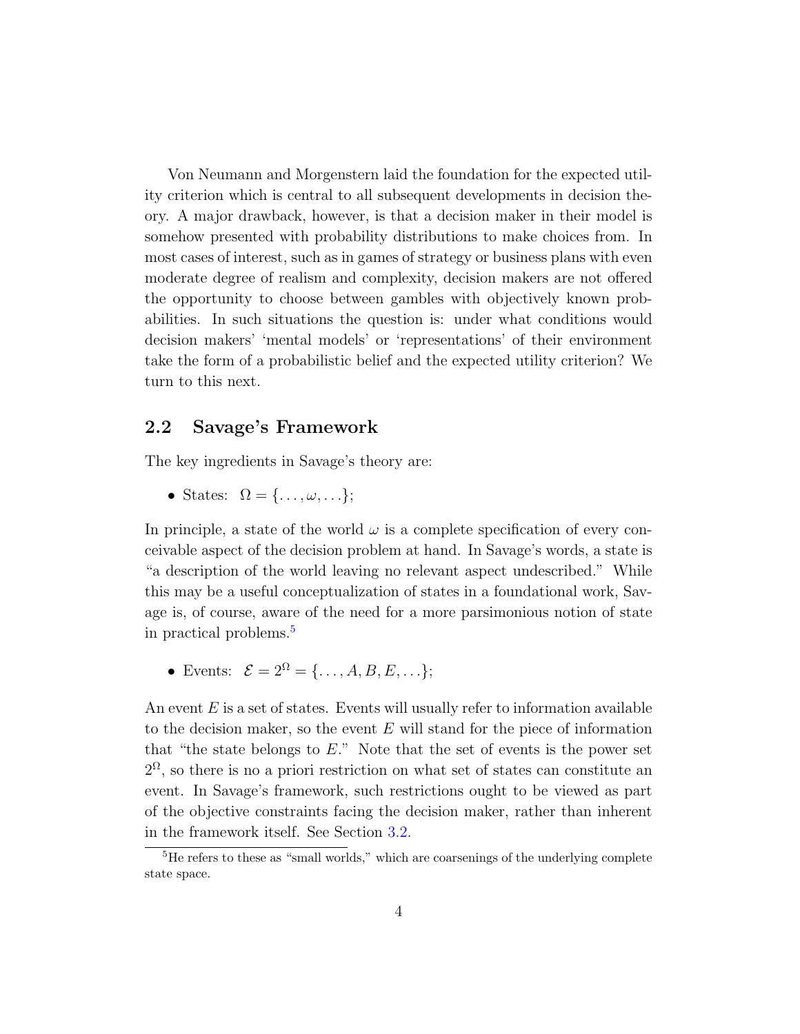Von Neumann and Morgenstern laid the foundation for the expected utility criterion which is central to all subsequent developments in decision theory. A major drawback, however, is that a decision maker in their model is somehow presented with probability distributions to make choices from. In most cases of interest, such as in games of strategy or business plans with even moderate degree of realism and complexity, decision makers are not offered the opportunity to choose between gambles with objectively known probabilities. In such situations the question is: under what conditions would decision makers' 'mental models' or 'representations' of their environment take the form of a probabilistic belief and the expected utility criterion? We turn to this next.

## 2.2 Savage's Framework

The key ingredients in Savage's theory are:

- States: $\Omega = \{\ldots, \omega, \ldots\}$;

In principle, a state of the world $\omega$ is a complete specification of every conceivable aspect of the decision problem at hand. In Savage's words, a state is "a description of the world leaving no relevant aspect undescribed." While this may be a useful conceptualization of states in a foundational work, Savage is, of course, aware of the need for a more parsimonious notion of state in practical problems.[5]

- Events: $\mathcal{E} = 2^{\Omega} = \{\ldots, A, B, E, \ldots\}$;

An event $E$ is a set of states. Events will usually refer to information available to the decision maker, so the event $E$ will stand for the piece of information that "the state belongs to $E$." Note that the set of events is the power set $2^{\Omega}$, so there is no a priori restriction on what set of states can constitute an event. In Savage's framework, such restrictions ought to be viewed as part of the objective constraints facing the decision maker, rather than inherent in the framework itself. See Section 3.2.

[5] He refers to these as "small worlds," which are coarsenings of the underlying complete state space.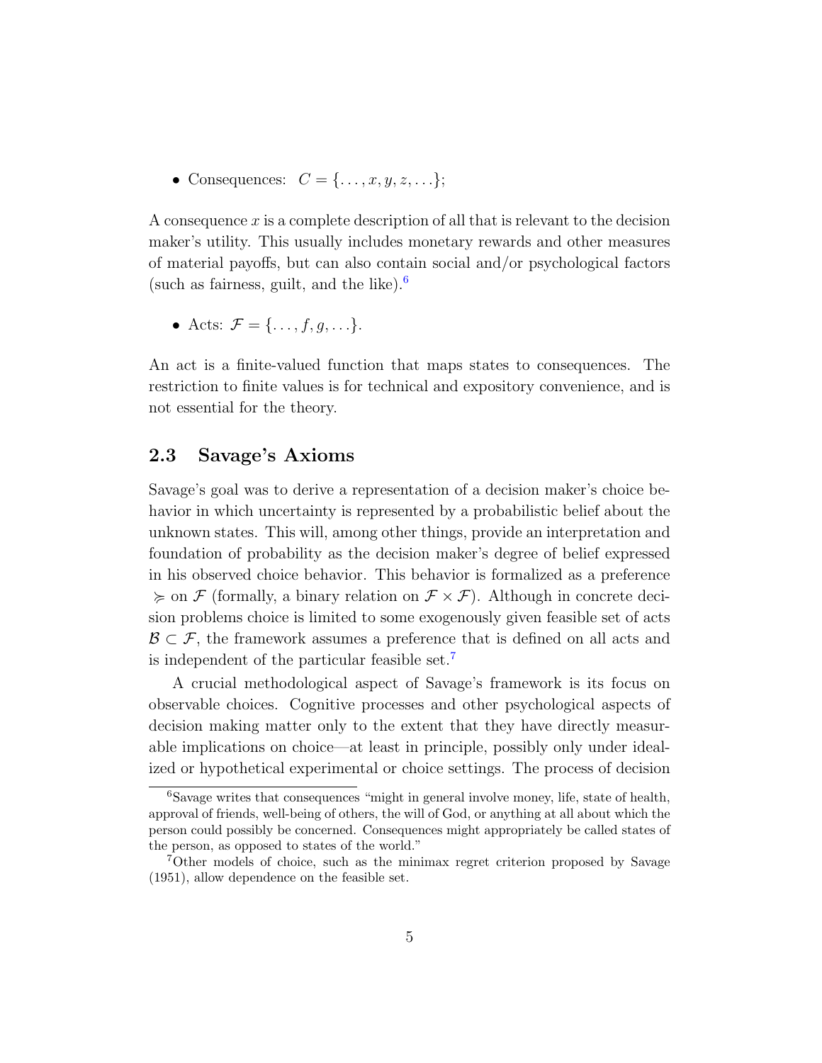- Consequences: $C = \{\ldots, x, y, z, \ldots\}$;

A consequence $x$ is a complete description of all that is relevant to the decision maker's utility. This usually includes monetary rewards and other measures of material payoffs, but can also contain social and/or psychological factors (such as fairness, guilt, and the like).[6]

- Acts: $\mathcal{F} = \{\ldots, f, g, \ldots\}$.

An act is a finite-valued function that maps states to consequences. The restriction to finite values is for technical and expository convenience, and is not essential for the theory.

## 2.3 Savage's Axioms

Savage's goal was to derive a representation of a decision maker's choice behavior in which uncertainty is represented by a probabilistic belief about the unknown states. This will, among other things, provide an interpretation and foundation of probability as the decision maker's degree of belief expressed in his observed choice behavior. This behavior is formalized as a preference $\succcurlyeq$ on $\mathcal{F}$ (formally, a binary relation on $\mathcal{F} \times \mathcal{F}$). Although in concrete decision problems choice is limited to some exogenously given feasible set of acts $\mathcal{B} \subset \mathcal{F}$, the framework assumes a preference that is defined on all acts and is independent of the particular feasible set.[7]

A crucial methodological aspect of Savage's framework is its focus on observable choices. Cognitive processes and other psychological aspects of decision making matter only to the extent that they have directly measurable implications on choice—at least in principle, possibly only under idealized or hypothetical experimental or choice settings. The process of decision

[6] Savage writes that consequences "might in general involve money, life, state of health, approval of friends, well-being of others, the will of God, or anything at all about which the person could possibly be concerned. Consequences might appropriately be called states of the person, as opposed to states of the world."

[7] Other models of choice, such as the minimax regret criterion proposed by Savage (1951), allow dependence on the feasible set.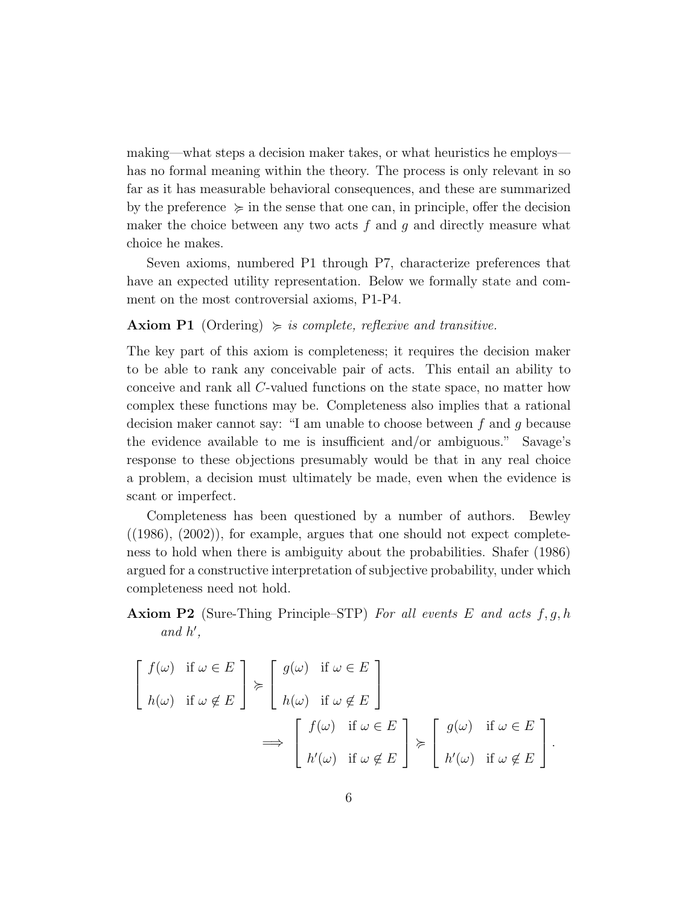making—what steps a decision maker takes, or what heuristics he employs—has no formal meaning within the theory. The process is only relevant in so far as it has measurable behavioral consequences, and these are summarized by the preference $\succcurlyeq$ in the sense that one can, in principle, offer the decision maker the choice between any two acts $f$ and $g$ and directly measure what choice he makes.

Seven axioms, numbered P1 through P7, characterize preferences that have an expected utility representation. Below we formally state and comment on the most controversial axioms, P1-P4.

**Axiom P1** (Ordering) *$\succcurlyeq$ is complete, reflexive and transitive.*

The key part of this axiom is completeness; it requires the decision maker to be able to rank any conceivable pair of acts. This entail an ability to conceive and rank all $C$-valued functions on the state space, no matter how complex these functions may be. Completeness also implies that a rational decision maker cannot say: "I am unable to choose between $f$ and $g$ because the evidence available to me is insufficient and/or ambiguous." Savage's response to these objections presumably would be that in any real choice a problem, a decision must ultimately be made, even when the evidence is scant or imperfect.

Completeness has been questioned by a number of authors. Bewley ((1986), (2002)), for example, argues that one should not expect completeness to hold when there is ambiguity about the probabilities. Shafer (1986) argued for a constructive interpretation of subjective probability, under which completeness need not hold.

**Axiom P2** (Sure-Thing Principle–STP) *For all events $E$ and acts $f, g, h$ and $h'$,*

$$\begin{bmatrix} f(\omega) & \text{if } \omega \in E \\ h(\omega) & \text{if } \omega \notin E \end{bmatrix} \succcurlyeq \begin{bmatrix} g(\omega) & \text{if } \omega \in E \\ h(\omega) & \text{if } \omega \notin E \end{bmatrix}$$

$$\Longrightarrow \begin{bmatrix} f(\omega) & \text{if } \omega \in E \\ h'(\omega) & \text{if } \omega \notin E \end{bmatrix} \succcurlyeq \begin{bmatrix} g(\omega) & \text{if } \omega \in E \\ h'(\omega) & \text{if } \omega \notin E \end{bmatrix}.$$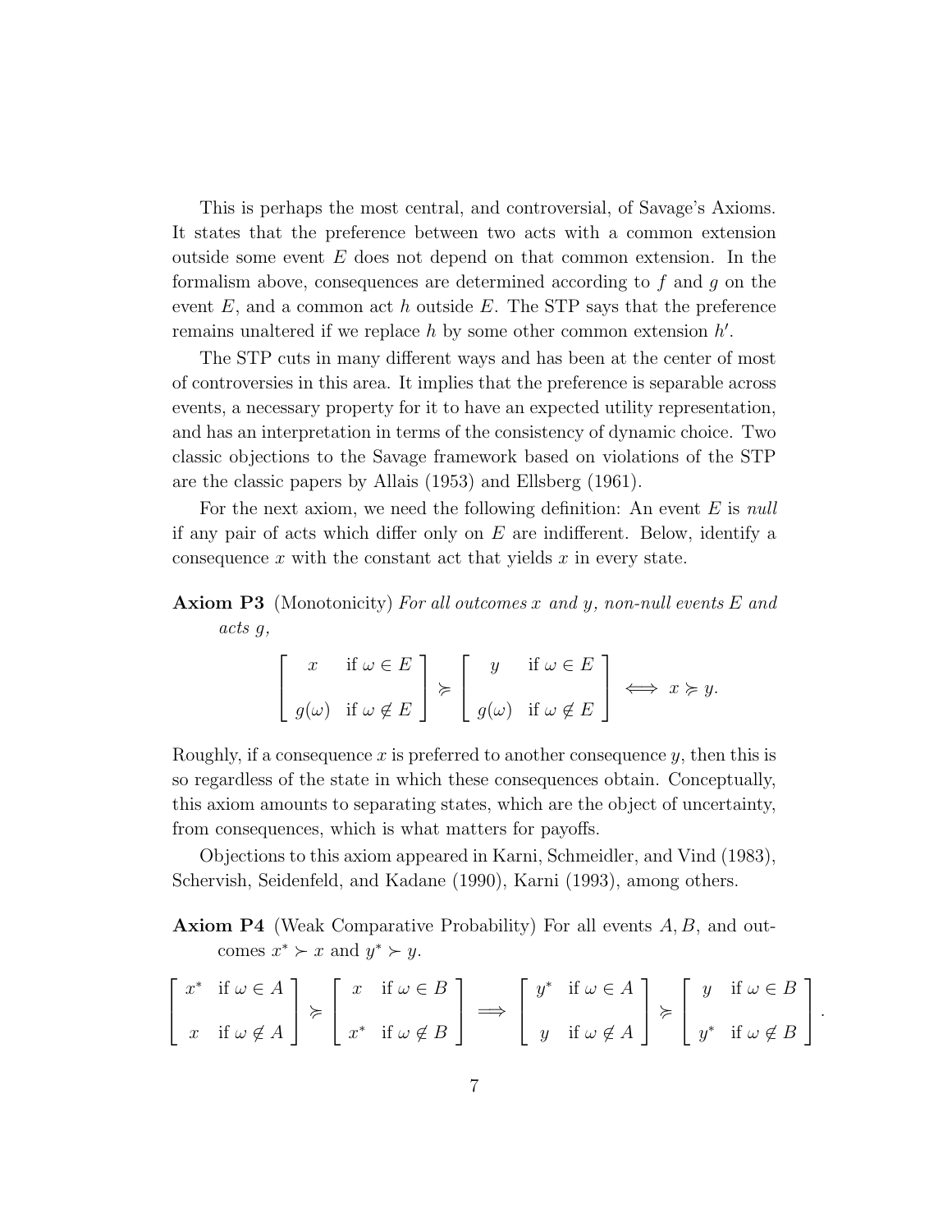This is perhaps the most central, and controversial, of Savage's Axioms. It states that the preference between two acts with a common extension outside some event $E$ does not depend on that common extension. In the formalism above, consequences are determined according to $f$ and $g$ on the event $E$, and a common act $h$ outside $E$. The STP says that the preference remains unaltered if we replace $h$ by some other common extension $h'$.

The STP cuts in many different ways and has been at the center of most of controversies in this area. It implies that the preference is separable across events, a necessary property for it to have an expected utility representation, and has an interpretation in terms of the consistency of dynamic choice. Two classic objections to the Savage framework based on violations of the STP are the classic papers by Allais (1953) and Ellsberg (1961).

For the next axiom, we need the following definition: An event $E$ is *null* if any pair of acts which differ only on $E$ are indifferent. Below, identify a consequence $x$ with the constant act that yields $x$ in every state.

**Axiom P3** (Monotonicity) *For all outcomes $x$ and $y$, non-null events $E$ and acts $g$,*

$$\begin{bmatrix} x & \text{if } \omega \in E \\ \\ g(\omega) & \text{if } \omega \notin E \end{bmatrix} \succcurlyeq \begin{bmatrix} y & \text{if } \omega \in E \\ \\ g(\omega) & \text{if } \omega \notin E \end{bmatrix} \iff x \succcurlyeq y.$$

Roughly, if a consequence $x$ is preferred to another consequence $y$, then this is so regardless of the state in which these consequences obtain. Conceptually, this axiom amounts to separating states, which are the object of uncertainty, from consequences, which is what matters for payoffs.

Objections to this axiom appeared in Karni, Schmeidler, and Vind (1983), Schervish, Seidenfeld, and Kadane (1990), Karni (1993), among others.

**Axiom P4** (Weak Comparative Probability) For all events $A, B$, and outcomes $x^* \succ x$ and $y^* \succ y$.

$$\begin{bmatrix} x^* & \text{if } \omega \in A \\ \\ x & \text{if } \omega \notin A \end{bmatrix} \succcurlyeq \begin{bmatrix} x & \text{if } \omega \in B \\ \\ x^* & \text{if } \omega \notin B \end{bmatrix} \implies \begin{bmatrix} y^* & \text{if } \omega \in A \\ \\ y & \text{if } \omega \notin A \end{bmatrix} \succcurlyeq \begin{bmatrix} y & \text{if } \omega \in B \\ \\ y^* & \text{if } \omega \notin B \end{bmatrix}.$$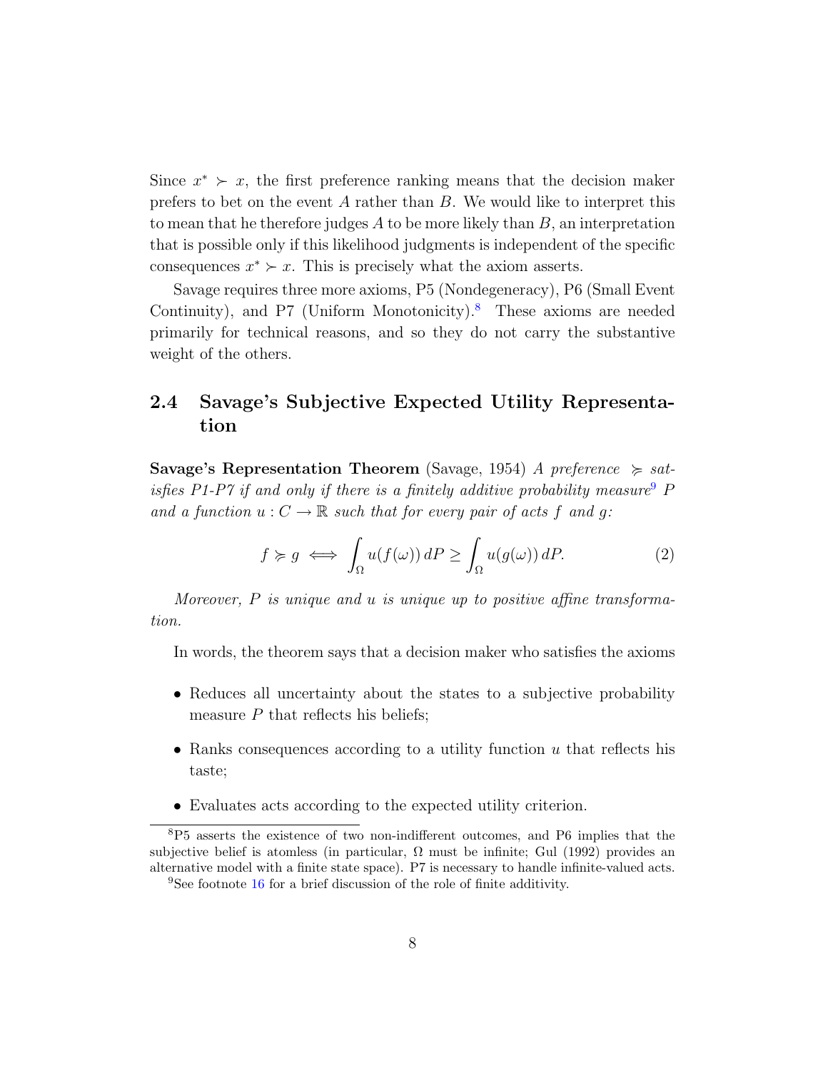Since $x^* \succ x$, the first preference ranking means that the decision maker prefers to bet on the event $A$ rather than $B$. We would like to interpret this to mean that he therefore judges $A$ to be more likely than $B$, an interpretation that is possible only if this likelihood judgments is independent of the specific consequences $x^* \succ x$. This is precisely what the axiom asserts.

Savage requires three more axioms, P5 (Nondegeneracy), P6 (Small Event Continuity), and P7 (Uniform Monotonicity).[8] These axioms are needed primarily for technical reasons, and so they do not carry the substantive weight of the others.

## 2.4 Savage's Subjective Expected Utility Representation

**Savage's Representation Theorem** (Savage, 1954) *A preference $\succcurlyeq$ satisfies P1-P7 if and only if there is a finitely additive probability measure*[9] *$P$ and a function $u : C \to \mathbb{R}$ such that for every pair of acts $f$ and $g$:*

$$f \succcurlyeq g \iff \int_{\Omega} u(f(\omega))\, dP \geq \int_{\Omega} u(g(\omega))\, dP. \tag{2}$$

*Moreover, $P$ is unique and $u$ is unique up to positive affine transformation.*

In words, the theorem says that a decision maker who satisfies the axioms

- Reduces all uncertainty about the states to a subjective probability measure $P$ that reflects his beliefs;
- Ranks consequences according to a utility function $u$ that reflects his taste;
- Evaluates acts according to the expected utility criterion.

[8] P5 asserts the existence of two non-indifferent outcomes, and P6 implies that the subjective belief is atomless (in particular, $\Omega$ must be infinite; Gul (1992) provides an alternative model with a finite state space). P7 is necessary to handle infinite-valued acts.

[9] See footnote 16 for a brief discussion of the role of finite additivity.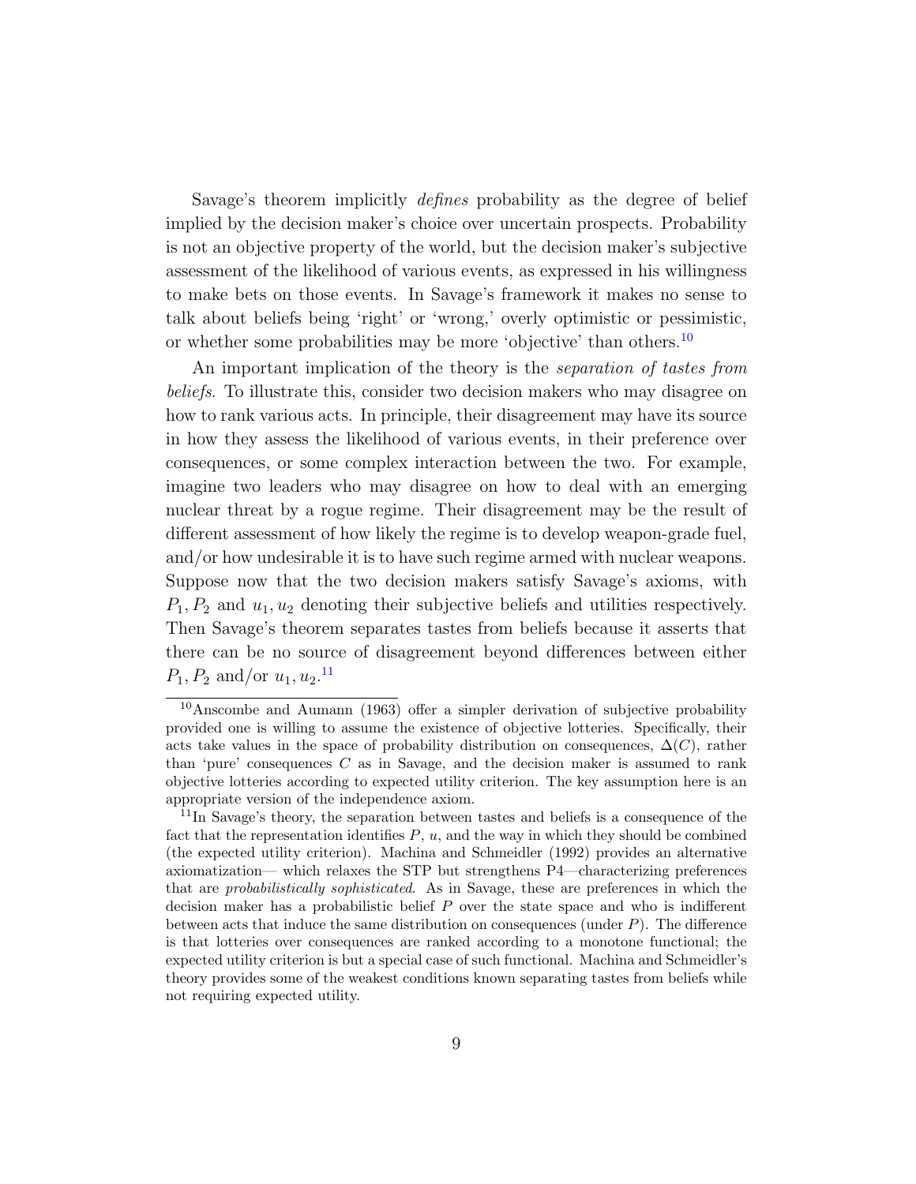Savage's theorem implicitly *defines* probability as the degree of belief implied by the decision maker's choice over uncertain prospects. Probability is not an objective property of the world, but the decision maker's subjective assessment of the likelihood of various events, as expressed in his willingness to make bets on those events. In Savage's framework it makes no sense to talk about beliefs being 'right' or 'wrong,' overly optimistic or pessimistic, or whether some probabilities may be more 'objective' than others.[10]

An important implication of the theory is the *separation of tastes from beliefs*. To illustrate this, consider two decision makers who may disagree on how to rank various acts. In principle, their disagreement may have its source in how they assess the likelihood of various events, in their preference over consequences, or some complex interaction between the two. For example, imagine two leaders who may disagree on how to deal with an emerging nuclear threat by a rogue regime. Their disagreement may be the result of different assessment of how likely the regime is to develop weapon-grade fuel, and/or how undesirable it is to have such regime armed with nuclear weapons. Suppose now that the two decision makers satisfy Savage's axioms, with $P_1, P_2$ and $u_1, u_2$ denoting their subjective beliefs and utilities respectively. Then Savage's theorem separates tastes from beliefs because it asserts that there can be no source of disagreement beyond differences between either $P_1, P_2$ and/or $u_1, u_2$.[11]

[10] Anscombe and Aumann (1963) offer a simpler derivation of subjective probability provided one is willing to assume the existence of objective lotteries. Specifically, their acts take values in the space of probability distribution on consequences, $\Delta(C)$, rather than 'pure' consequences $C$ as in Savage, and the decision maker is assumed to rank objective lotteries according to expected utility criterion. The key assumption here is an appropriate version of the independence axiom.

[11] In Savage's theory, the separation between tastes and beliefs is a consequence of the fact that the representation identifies $P$, $u$, and the way in which they should be combined (the expected utility criterion). Machina and Schmeidler (1992) provides an alternative axiomatization— which relaxes the STP but strengthens P4—characterizing preferences that are *probabilistically sophisticated*. As in Savage, these are preferences in which the decision maker has a probabilistic belief $P$ over the state space and who is indifferent between acts that induce the same distribution on consequences (under $P$). The difference is that lotteries over consequences are ranked according to a monotone functional; the expected utility criterion is but a special case of such functional. Machina and Schmeidler's theory provides some of the weakest conditions known separating tastes from beliefs while not requiring expected utility.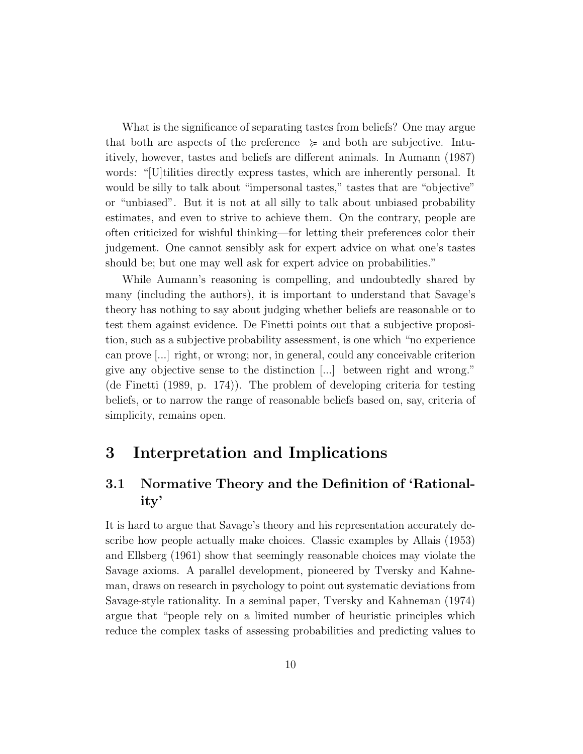What is the significance of separating tastes from beliefs? One may argue that both are aspects of the preference $\succcurlyeq$ and both are subjective. Intuitively, however, tastes and beliefs are different animals. In Aumann (1987) words: "[U]tilities directly express tastes, which are inherently personal. It would be silly to talk about "impersonal tastes," tastes that are "objective" or "unbiased". But it is not at all silly to talk about unbiased probability estimates, and even to strive to achieve them. On the contrary, people are often criticized for wishful thinking—for letting their preferences color their judgement. One cannot sensibly ask for expert advice on what one's tastes should be; but one may well ask for expert advice on probabilities."

While Aumann's reasoning is compelling, and undoubtedly shared by many (including the authors), it is important to understand that Savage's theory has nothing to say about judging whether beliefs are reasonable or to test them against evidence. De Finetti points out that a subjective proposition, such as a subjective probability assessment, is one which "no experience can prove [...] right, or wrong; nor, in general, could any conceivable criterion give any objective sense to the distinction [...] between right and wrong." (de Finetti (1989, p. 174)). The problem of developing criteria for testing beliefs, or to narrow the range of reasonable beliefs based on, say, criteria of simplicity, remains open.

# 3 Interpretation and Implications

## 3.1 Normative Theory and the Definition of 'Rationality'

It is hard to argue that Savage's theory and his representation accurately describe how people actually make choices. Classic examples by Allais (1953) and Ellsberg (1961) show that seemingly reasonable choices may violate the Savage axioms. A parallel development, pioneered by Tversky and Kahneman, draws on research in psychology to point out systematic deviations from Savage-style rationality. In a seminal paper, Tversky and Kahneman (1974) argue that "people rely on a limited number of heuristic principles which reduce the complex tasks of assessing probabilities and predicting values to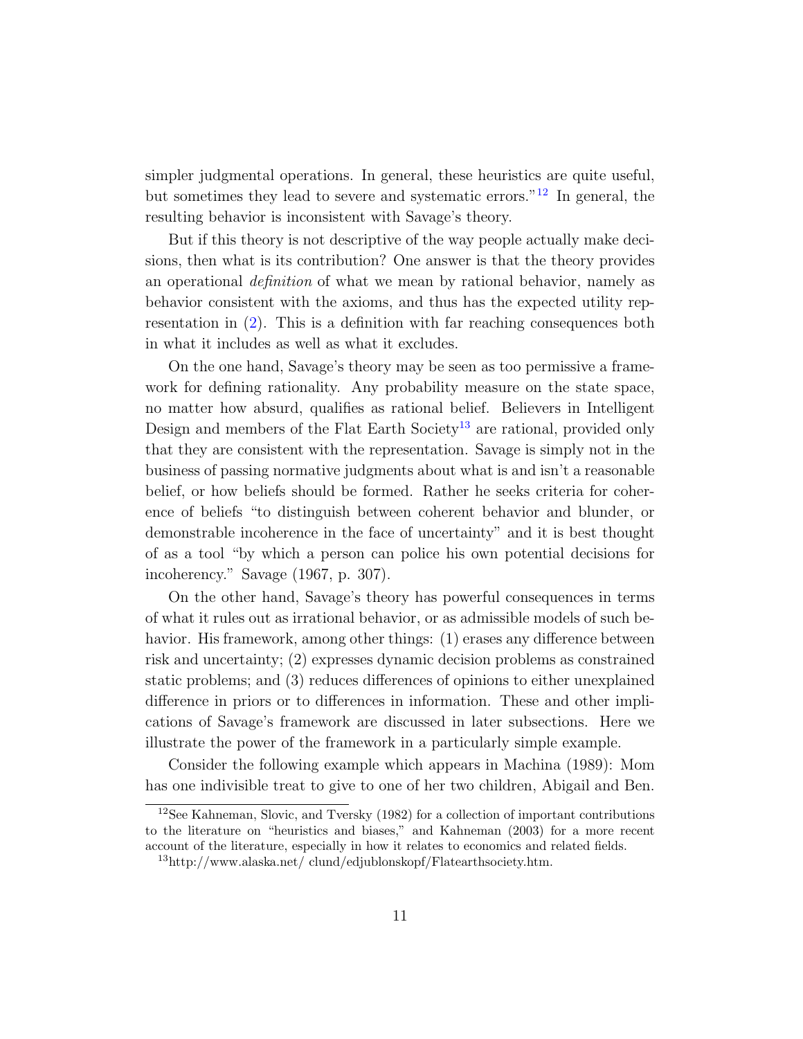simpler judgmental operations. In general, these heuristics are quite useful, but sometimes they lead to severe and systematic errors."[12] In general, the resulting behavior is inconsistent with Savage's theory.

But if this theory is not descriptive of the way people actually make decisions, then what is its contribution? One answer is that the theory provides an operational *definition* of what we mean by rational behavior, namely as behavior consistent with the axioms, and thus has the expected utility representation in (2). This is a definition with far reaching consequences both in what it includes as well as what it excludes.

On the one hand, Savage's theory may be seen as too permissive a framework for defining rationality. Any probability measure on the state space, no matter how absurd, qualifies as rational belief. Believers in Intelligent Design and members of the Flat Earth Society[13] are rational, provided only that they are consistent with the representation. Savage is simply not in the business of passing normative judgments about what is and isn't a reasonable belief, or how beliefs should be formed. Rather he seeks criteria for coherence of beliefs "to distinguish between coherent behavior and blunder, or demonstrable incoherence in the face of uncertainty" and it is best thought of as a tool "by which a person can police his own potential decisions for incoherency." Savage (1967, p. 307).

On the other hand, Savage's theory has powerful consequences in terms of what it rules out as irrational behavior, or as admissible models of such behavior. His framework, among other things: (1) erases any difference between risk and uncertainty; (2) expresses dynamic decision problems as constrained static problems; and (3) reduces differences of opinions to either unexplained difference in priors or to differences in information. These and other implications of Savage's framework are discussed in later subsections. Here we illustrate the power of the framework in a particularly simple example.

Consider the following example which appears in Machina (1989): Mom has one indivisible treat to give to one of her two children, Abigail and Ben.

[12] See Kahneman, Slovic, and Tversky (1982) for a collection of important contributions to the literature on "heuristics and biases," and Kahneman (2003) for a more recent account of the literature, especially in how it relates to economics and related fields.

[13] http://www.alaska.net/ clund/edjublonskopf/Flatearthsociety.htm.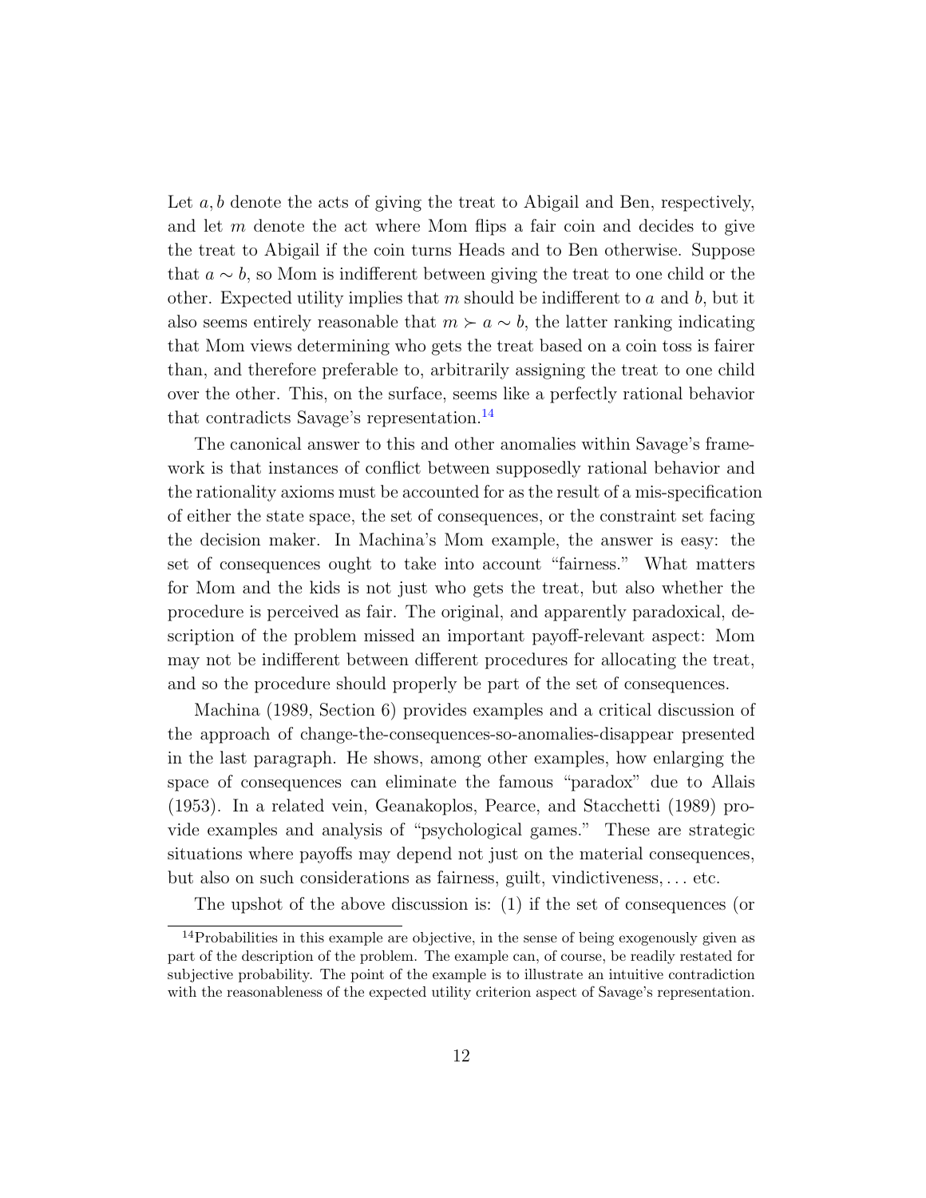Let $a, b$ denote the acts of giving the treat to Abigail and Ben, respectively, and let $m$ denote the act where Mom flips a fair coin and decides to give the treat to Abigail if the coin turns Heads and to Ben otherwise. Suppose that $a \sim b$, so Mom is indifferent between giving the treat to one child or the other. Expected utility implies that $m$ should be indifferent to $a$ and $b$, but it also seems entirely reasonable that $m \succ a \sim b$, the latter ranking indicating that Mom views determining who gets the treat based on a coin toss is fairer than, and therefore preferable to, arbitrarily assigning the treat to one child over the other. This, on the surface, seems like a perfectly rational behavior that contradicts Savage's representation.[14]

The canonical answer to this and other anomalies within Savage's framework is that instances of conflict between supposedly rational behavior and the rationality axioms must be accounted for as the result of a mis-specification of either the state space, the set of consequences, or the constraint set facing the decision maker. In Machina's Mom example, the answer is easy: the set of consequences ought to take into account "fairness." What matters for Mom and the kids is not just who gets the treat, but also whether the procedure is perceived as fair. The original, and apparently paradoxical, description of the problem missed an important payoff-relevant aspect: Mom may not be indifferent between different procedures for allocating the treat, and so the procedure should properly be part of the set of consequences.

Machina (1989, Section 6) provides examples and a critical discussion of the approach of change-the-consequences-so-anomalies-disappear presented in the last paragraph. He shows, among other examples, how enlarging the space of consequences can eliminate the famous "paradox" due to Allais (1953). In a related vein, Geanakoplos, Pearce, and Stacchetti (1989) provide examples and analysis of "psychological games." These are strategic situations where payoffs may depend not just on the material consequences, but also on such considerations as fairness, guilt, vindictiveness, ... etc.

The upshot of the above discussion is: (1) if the set of consequences (or

[14] Probabilities in this example are objective, in the sense of being exogenously given as part of the description of the problem. The example can, of course, be readily restated for subjective probability. The point of the example is to illustrate an intuitive contradiction with the reasonableness of the expected utility criterion aspect of Savage's representation.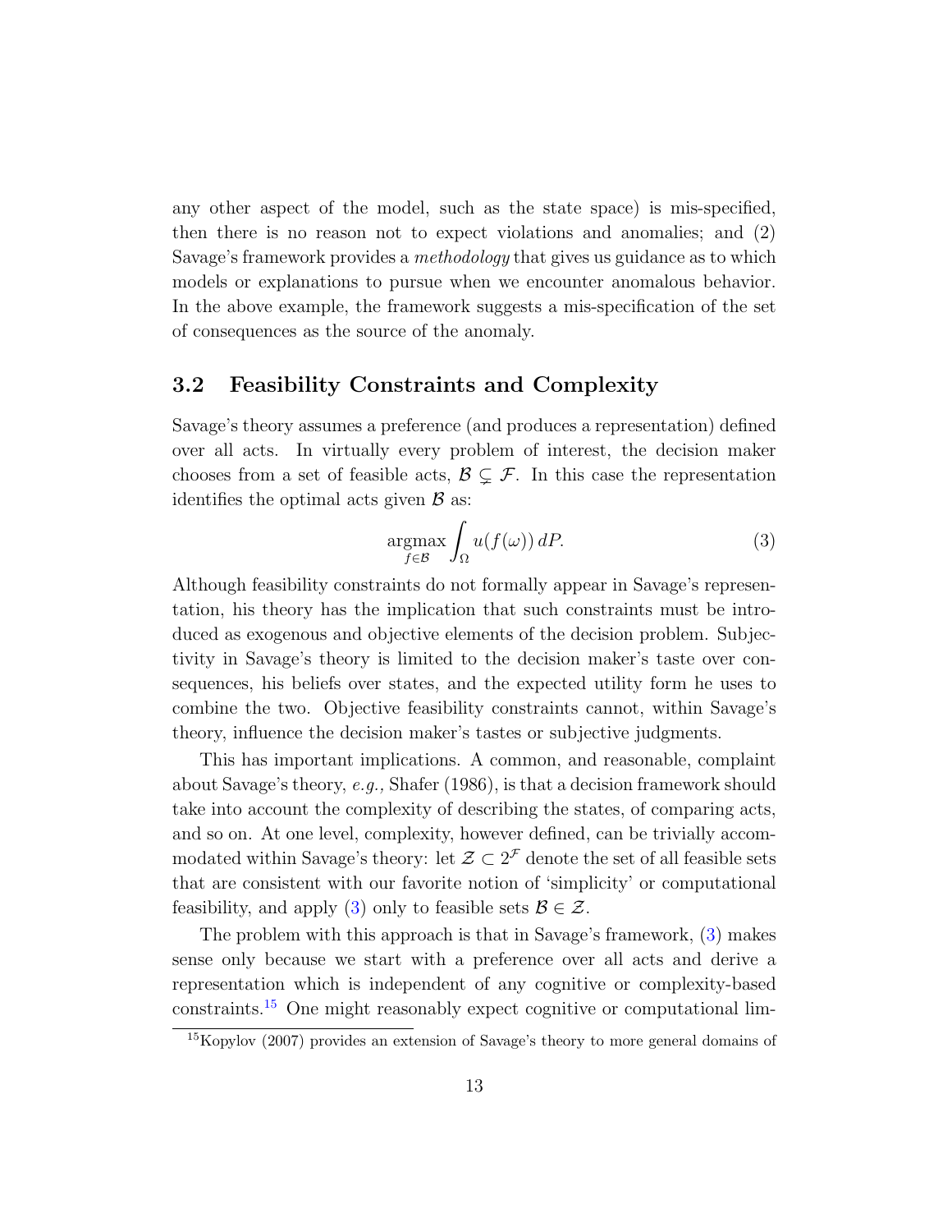any other aspect of the model, such as the state space) is mis-specified, then there is no reason not to expect violations and anomalies; and (2) Savage's framework provides a *methodology* that gives us guidance as to which models or explanations to pursue when we encounter anomalous behavior. In the above example, the framework suggests a mis-specification of the set of consequences as the source of the anomaly.

## 3.2 Feasibility Constraints and Complexity

Savage's theory assumes a preference (and produces a representation) defined over all acts. In virtually every problem of interest, the decision maker chooses from a set of feasible acts, $\mathcal{B} \subsetneq \mathcal{F}$. In this case the representation identifies the optimal acts given $\mathcal{B}$ as:

$$\operatorname*{argmax}_{f \in \mathcal{B}} \int_{\Omega} u(f(\omega))\, dP. \tag{3}$$

Although feasibility constraints do not formally appear in Savage's representation, his theory has the implication that such constraints must be introduced as exogenous and objective elements of the decision problem. Subjectivity in Savage's theory is limited to the decision maker's taste over consequences, his beliefs over states, and the expected utility form he uses to combine the two. Objective feasibility constraints cannot, within Savage's theory, influence the decision maker's tastes or subjective judgments.

This has important implications. A common, and reasonable, complaint about Savage's theory, *e.g.,* Shafer (1986), is that a decision framework should take into account the complexity of describing the states, of comparing acts, and so on. At one level, complexity, however defined, can be trivially accommodated within Savage's theory: let $\mathcal{Z} \subset 2^{\mathcal{F}}$ denote the set of all feasible sets that are consistent with our favorite notion of 'simplicity' or computational feasibility, and apply (3) only to feasible sets $\mathcal{B} \in \mathcal{Z}$.

The problem with this approach is that in Savage's framework, (3) makes sense only because we start with a preference over all acts and derive a representation which is independent of any cognitive or complexity-based constraints.[15] One might reasonably expect cognitive or computational lim-

[15] Kopylov (2007) provides an extension of Savage's theory to more general domains of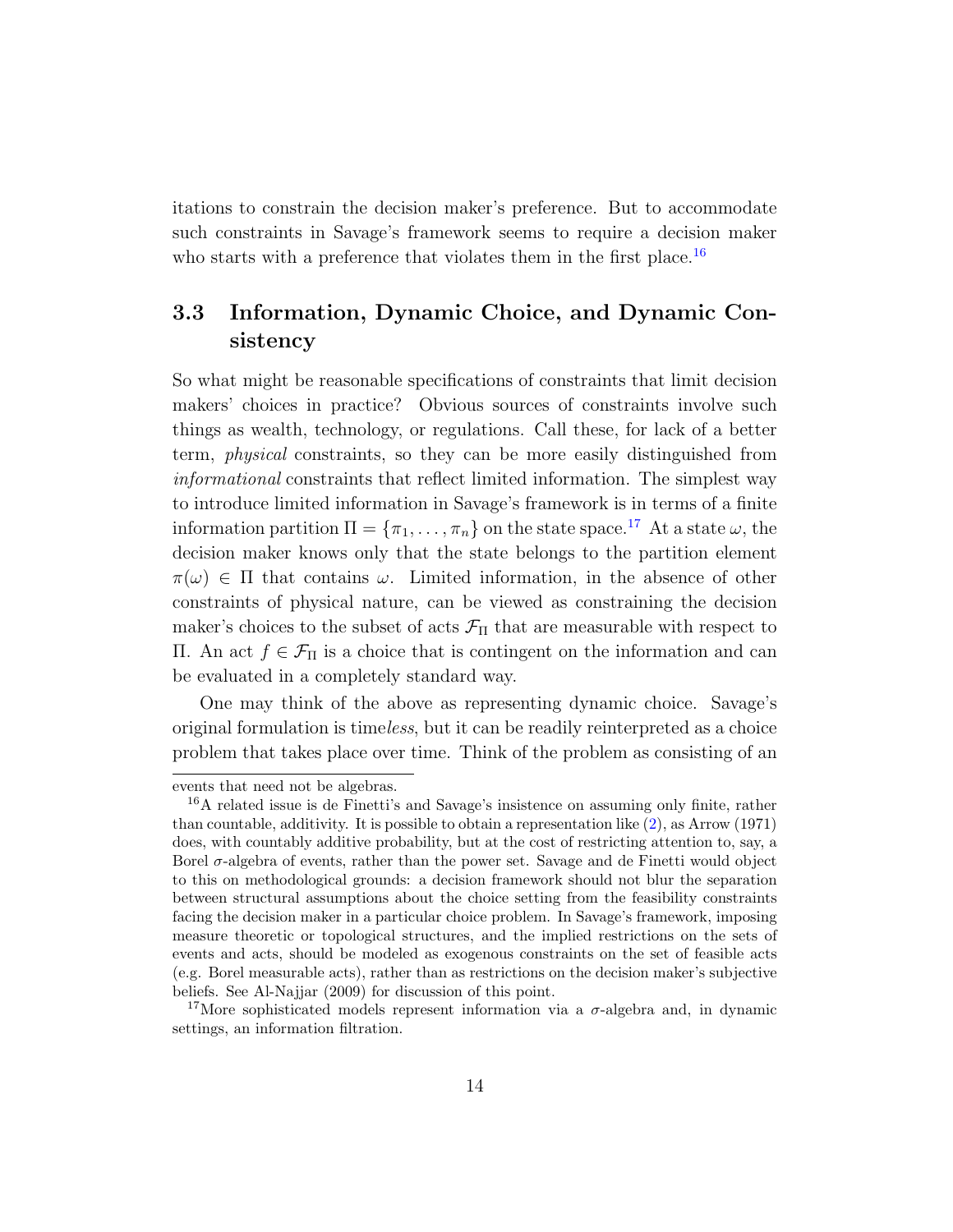itations to constrain the decision maker's preference. But to accommodate such constraints in Savage's framework seems to require a decision maker who starts with a preference that violates them in the first place.[16]

### 3.3 Information, Dynamic Choice, and Dynamic Consistency

So what might be reasonable specifications of constraints that limit decision makers' choices in practice? Obvious sources of constraints involve such things as wealth, technology, or regulations. Call these, for lack of a better term, *physical* constraints, so they can be more easily distinguished from *informational* constraints that reflect limited information. The simplest way to introduce limited information in Savage's framework is in terms of a finite information partition $\Pi = \{\pi_1, \ldots, \pi_n\}$ on the state space.[17] At a state $\omega$, the decision maker knows only that the state belongs to the partition element $\pi(\omega) \in \Pi$ that contains $\omega$. Limited information, in the absence of other constraints of physical nature, can be viewed as constraining the decision maker's choices to the subset of acts $\mathcal{F}_\Pi$ that are measurable with respect to $\Pi$. An act $f \in \mathcal{F}_\Pi$ is a choice that is contingent on the information and can be evaluated in a completely standard way.

One may think of the above as representing dynamic choice. Savage's original formulation is time*less*, but it can be readily reinterpreted as a choice problem that takes place over time. Think of the problem as consisting of an

---

events that need not be algebras.

[16] A related issue is de Finetti's and Savage's insistence on assuming only finite, rather than countable, additivity. It is possible to obtain a representation like (2), as Arrow (1971) does, with countably additive probability, but at the cost of restricting attention to, say, a Borel $\sigma$-algebra of events, rather than the power set. Savage and de Finetti would object to this on methodological grounds: a decision framework should not blur the separation between structural assumptions about the choice setting from the feasibility constraints facing the decision maker in a particular choice problem. In Savage's framework, imposing measure theoretic or topological structures, and the implied restrictions on the sets of events and acts, should be modeled as exogenous constraints on the set of feasible acts (e.g. Borel measurable acts), rather than as restrictions on the decision maker's subjective beliefs. See Al-Najjar (2009) for discussion of this point.

[17] More sophisticated models represent information via a $\sigma$-algebra and, in dynamic settings, an information filtration.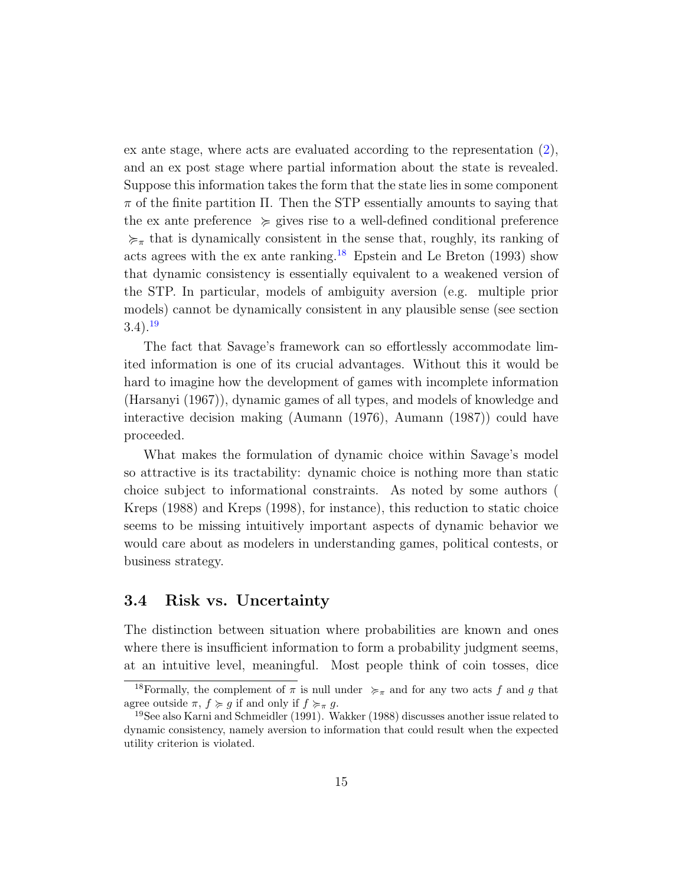ex ante stage, where acts are evaluated according to the representation (2), and an ex post stage where partial information about the state is revealed. Suppose this information takes the form that the state lies in some component $\pi$ of the finite partition $\Pi$. Then the STP essentially amounts to saying that the ex ante preference $\succcurlyeq$ gives rise to a well-defined conditional preference $\succcurlyeq_\pi$ that is dynamically consistent in the sense that, roughly, its ranking of acts agrees with the ex ante ranking.[18] Epstein and Le Breton (1993) show that dynamic consistency is essentially equivalent to a weakened version of the STP. In particular, models of ambiguity aversion (e.g. multiple prior models) cannot be dynamically consistent in any plausible sense (see section 3.4).[19]

The fact that Savage's framework can so effortlessly accommodate limited information is one of its crucial advantages. Without this it would be hard to imagine how the development of games with incomplete information (Harsanyi (1967)), dynamic games of all types, and models of knowledge and interactive decision making (Aumann (1976), Aumann (1987)) could have proceeded.

What makes the formulation of dynamic choice within Savage's model so attractive is its tractability: dynamic choice is nothing more than static choice subject to informational constraints. As noted by some authors ( Kreps (1988) and Kreps (1998), for instance), this reduction to static choice seems to be missing intuitively important aspects of dynamic behavior we would care about as modelers in understanding games, political contests, or business strategy.

## 3.4 Risk vs. Uncertainty

The distinction between situation where probabilities are known and ones where there is insufficient information to form a probability judgment seems, at an intuitive level, meaningful. Most people think of coin tosses, dice

[18] Formally, the complement of $\pi$ is null under $\succcurlyeq_\pi$ and for any two acts $f$ and $g$ that agree outside $\pi$, $f \succcurlyeq g$ if and only if $f \succcurlyeq_\pi g$.

[19] See also Karni and Schmeidler (1991). Wakker (1988) discusses another issue related to dynamic consistency, namely aversion to information that could result when the expected utility criterion is violated.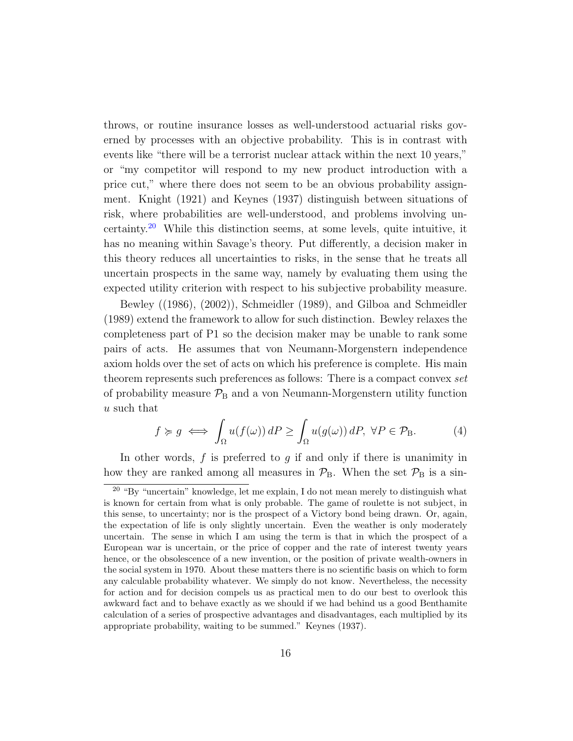throws, or routine insurance losses as well-understood actuarial risks governed by processes with an objective probability. This is in contrast with events like "there will be a terrorist nuclear attack within the next 10 years," or "my competitor will respond to my new product introduction with a price cut," where there does not seem to be an obvious probability assignment. Knight (1921) and Keynes (1937) distinguish between situations of risk, where probabilities are well-understood, and problems involving uncertainty.[20] While this distinction seems, at some levels, quite intuitive, it has no meaning within Savage's theory. Put differently, a decision maker in this theory reduces all uncertainties to risks, in the sense that he treats all uncertain prospects in the same way, namely by evaluating them using the expected utility criterion with respect to his subjective probability measure.

Bewley ((1986), (2002)), Schmeidler (1989), and Gilboa and Schmeidler (1989) extend the framework to allow for such distinction. Bewley relaxes the completeness part of P1 so the decision maker may be unable to rank some pairs of acts. He assumes that von Neumann-Morgenstern independence axiom holds over the set of acts on which his preference is complete. His main theorem represents such preferences as follows: There is a compact convex *set* of probability measure $\mathcal{P}_{\mathrm{B}}$ and a von Neumann-Morgenstern utility function $u$ such that

$$f \succcurlyeq g \iff \int_{\Omega} u(f(\omega))\, dP \geq \int_{\Omega} u(g(\omega))\, dP,\ \forall P \in \mathcal{P}_{\mathrm{B}}. \tag{4}$$

In other words, $f$ is preferred to $g$ if and only if there is unanimity in how they are ranked among all measures in $\mathcal{P}_{\mathrm{B}}$. When the set $\mathcal{P}_{\mathrm{B}}$ is a sin-

[20] "By "uncertain" knowledge, let me explain, I do not mean merely to distinguish what is known for certain from what is only probable. The game of roulette is not subject, in this sense, to uncertainty; nor is the prospect of a Victory bond being drawn. Or, again, the expectation of life is only slightly uncertain. Even the weather is only moderately uncertain. The sense in which I am using the term is that in which the prospect of a European war is uncertain, or the price of copper and the rate of interest twenty years hence, or the obsolescence of a new invention, or the position of private wealth-owners in the social system in 1970. About these matters there is no scientific basis on which to form any calculable probability whatever. We simply do not know. Nevertheless, the necessity for action and for decision compels us as practical men to do our best to overlook this awkward fact and to behave exactly as we should if we had behind us a good Benthamite calculation of a series of prospective advantages and disadvantages, each multiplied by its appropriate probability, waiting to be summed." Keynes (1937).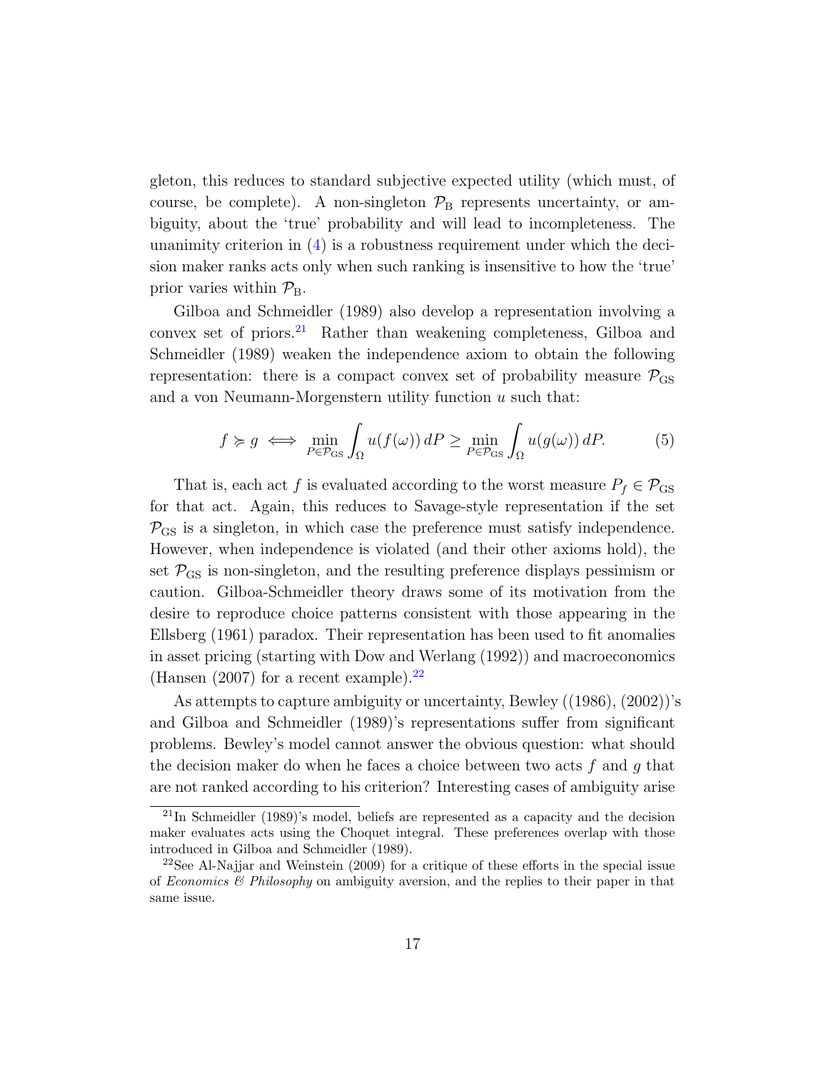gleton, this reduces to standard subjective expected utility (which must, of course, be complete). A non-singleton $\mathcal{P}_{\mathrm{B}}$ represents uncertainty, or ambiguity, about the 'true' probability and will lead to incompleteness. The unanimity criterion in (4) is a robustness requirement under which the decision maker ranks acts only when such ranking is insensitive to how the 'true' prior varies within $\mathcal{P}_{\mathrm{B}}$.

Gilboa and Schmeidler (1989) also develop a representation involving a convex set of priors.[21] Rather than weakening completeness, Gilboa and Schmeidler (1989) weaken the independence axiom to obtain the following representation: there is a compact convex set of probability measure $\mathcal{P}_{\mathrm{GS}}$ and a von Neumann-Morgenstern utility function $u$ such that:

$$f \succcurlyeq g \iff \min_{P \in \mathcal{P}_{\mathrm{GS}}} \int_{\Omega} u(f(\omega))\, dP \geq \min_{P \in \mathcal{P}_{\mathrm{GS}}} \int_{\Omega} u(g(\omega))\, dP. \tag{5}$$

That is, each act $f$ is evaluated according to the worst measure $P_f \in \mathcal{P}_{\mathrm{GS}}$ for that act. Again, this reduces to Savage-style representation if the set $\mathcal{P}_{\mathrm{GS}}$ is a singleton, in which case the preference must satisfy independence. However, when independence is violated (and their other axioms hold), the set $\mathcal{P}_{\mathrm{GS}}$ is non-singleton, and the resulting preference displays pessimism or caution. Gilboa-Schmeidler theory draws some of its motivation from the desire to reproduce choice patterns consistent with those appearing in the Ellsberg (1961) paradox. Their representation has been used to fit anomalies in asset pricing (starting with Dow and Werlang (1992)) and macroeconomics (Hansen (2007) for a recent example).[22]

As attempts to capture ambiguity or uncertainty, Bewley ((1986), (2002))'s and Gilboa and Schmeidler (1989)'s representations suffer from significant problems. Bewley's model cannot answer the obvious question: what should the decision maker do when he faces a choice between two acts $f$ and $g$ that are not ranked according to his criterion? Interesting cases of ambiguity arise

[21] In Schmeidler (1989)'s model, beliefs are represented as a capacity and the decision maker evaluates acts using the Choquet integral. These preferences overlap with those introduced in Gilboa and Schmeidler (1989).

[22] See Al-Najjar and Weinstein (2009) for a critique of these efforts in the special issue of *Economics & Philosophy* on ambiguity aversion, and the replies to their paper in that same issue.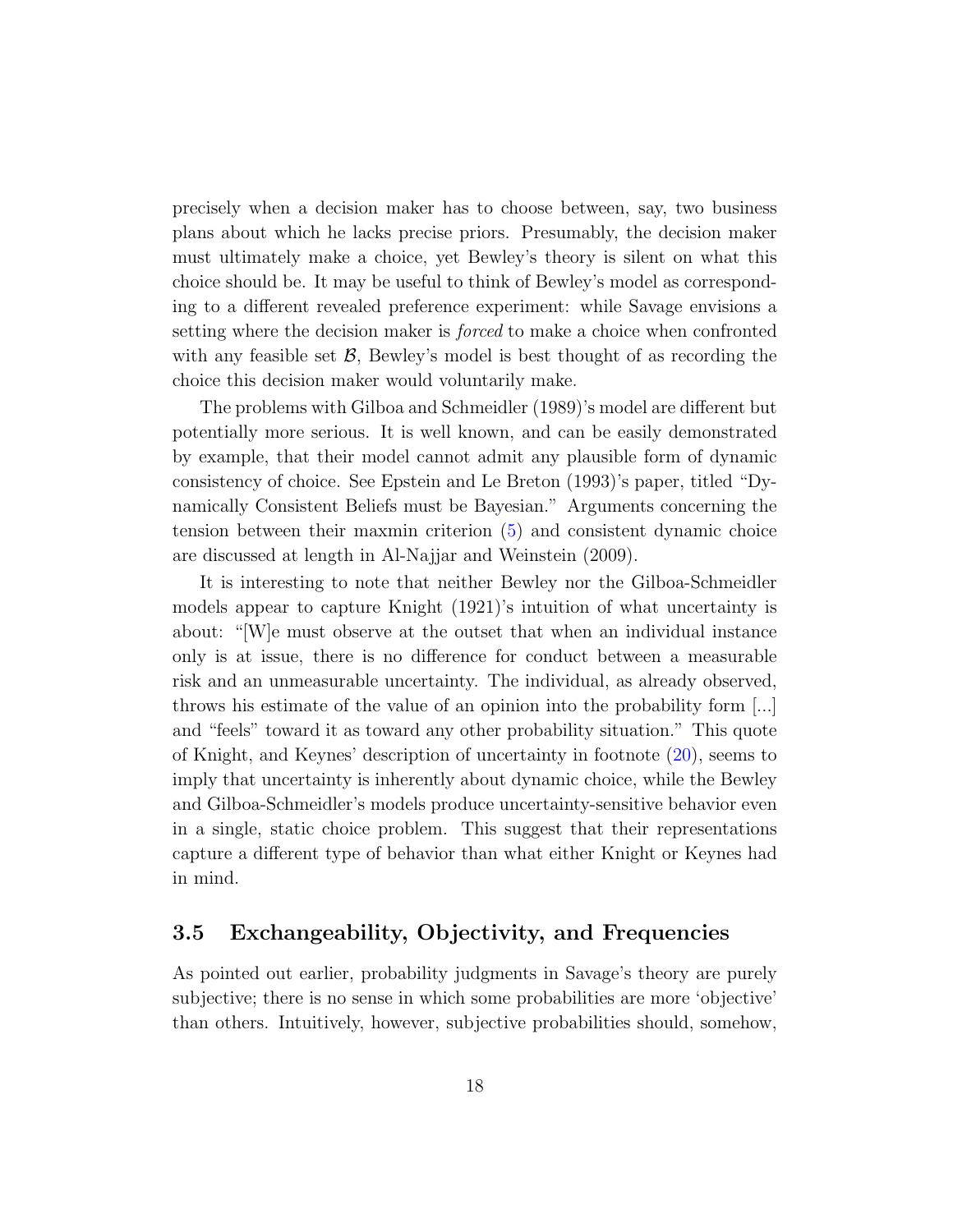precisely when a decision maker has to choose between, say, two business plans about which he lacks precise priors. Presumably, the decision maker must ultimately make a choice, yet Bewley's theory is silent on what this choice should be. It may be useful to think of Bewley's model as corresponding to a different revealed preference experiment: while Savage envisions a setting where the decision maker is *forced* to make a choice when confronted with any feasible set $\mathcal{B}$, Bewley's model is best thought of as recording the choice this decision maker would voluntarily make.

The problems with Gilboa and Schmeidler (1989)'s model are different but potentially more serious. It is well known, and can be easily demonstrated by example, that their model cannot admit any plausible form of dynamic consistency of choice. See Epstein and Le Breton (1993)'s paper, titled "Dynamically Consistent Beliefs must be Bayesian." Arguments concerning the tension between their maxmin criterion (5) and consistent dynamic choice are discussed at length in Al-Najjar and Weinstein (2009).

It is interesting to note that neither Bewley nor the Gilboa-Schmeidler models appear to capture Knight (1921)'s intuition of what uncertainty is about: "[W]e must observe at the outset that when an individual instance only is at issue, there is no difference for conduct between a measurable risk and an unmeasurable uncertainty. The individual, as already observed, throws his estimate of the value of an opinion into the probability form [...] and "feels" toward it as toward any other probability situation." This quote of Knight, and Keynes' description of uncertainty in footnote (20), seems to imply that uncertainty is inherently about dynamic choice, while the Bewley and Gilboa-Schmeidler's models produce uncertainty-sensitive behavior even in a single, static choice problem. This suggest that their representations capture a different type of behavior than what either Knight or Keynes had in mind.

### 3.5 Exchangeability, Objectivity, and Frequencies

As pointed out earlier, probability judgments in Savage's theory are purely subjective; there is no sense in which some probabilities are more 'objective' than others. Intuitively, however, subjective probabilities should, somehow,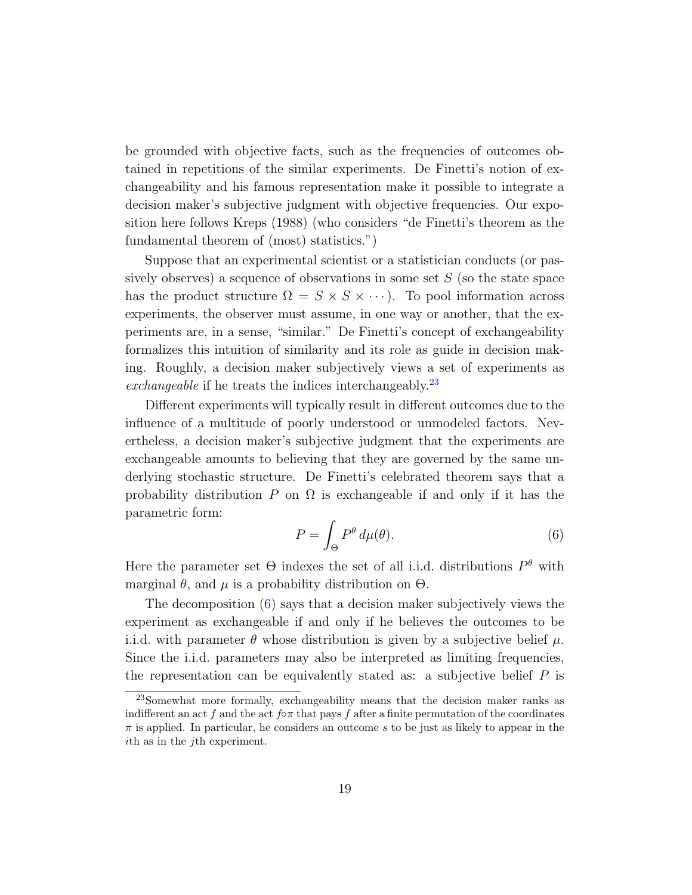be grounded with objective facts, such as the frequencies of outcomes obtained in repetitions of the similar experiments. De Finetti's notion of exchangeability and his famous representation make it possible to integrate a decision maker's subjective judgment with objective frequencies. Our exposition here follows Kreps (1988) (who considers "de Finetti's theorem as the fundamental theorem of (most) statistics.")

Suppose that an experimental scientist or a statistician conducts (or passively observes) a sequence of observations in some set $S$ (so the state space has the product structure $\Omega = S \times S \times \cdots$). To pool information across experiments, the observer must assume, in one way or another, that the experiments are, in a sense, "similar." De Finetti's concept of exchangeability formalizes this intuition of similarity and its role as guide in decision making. Roughly, a decision maker subjectively views a set of experiments as *exchangeable* if he treats the indices interchangeably.[23]

Different experiments will typically result in different outcomes due to the influence of a multitude of poorly understood or unmodeled factors. Nevertheless, a decision maker's subjective judgment that the experiments are exchangeable amounts to believing that they are governed by the same underlying stochastic structure. De Finetti's celebrated theorem says that a probability distribution $P$ on $\Omega$ is exchangeable if and only if it has the parametric form:

$$P = \int_{\Theta} P^{\theta} \, d\mu(\theta). \tag{6}$$

Here the parameter set $\Theta$ indexes the set of all i.i.d. distributions $P^{\theta}$ with marginal $\theta$, and $\mu$ is a probability distribution on $\Theta$.

The decomposition (6) says that a decision maker subjectively views the experiment as exchangeable if and only if he believes the outcomes to be i.i.d. with parameter $\theta$ whose distribution is given by a subjective belief $\mu$. Since the i.i.d. parameters may also be interpreted as limiting frequencies, the representation can be equivalently stated as: a subjective belief $P$ is

[23] Somewhat more formally, exchangeability means that the decision maker ranks as indifferent an act $f$ and the act $f \circ \pi$ that pays $f$ after a finite permutation of the coordinates $\pi$ is applied. In particular, he considers an outcome $s$ to be just as likely to appear in the $i$th as in the $j$th experiment.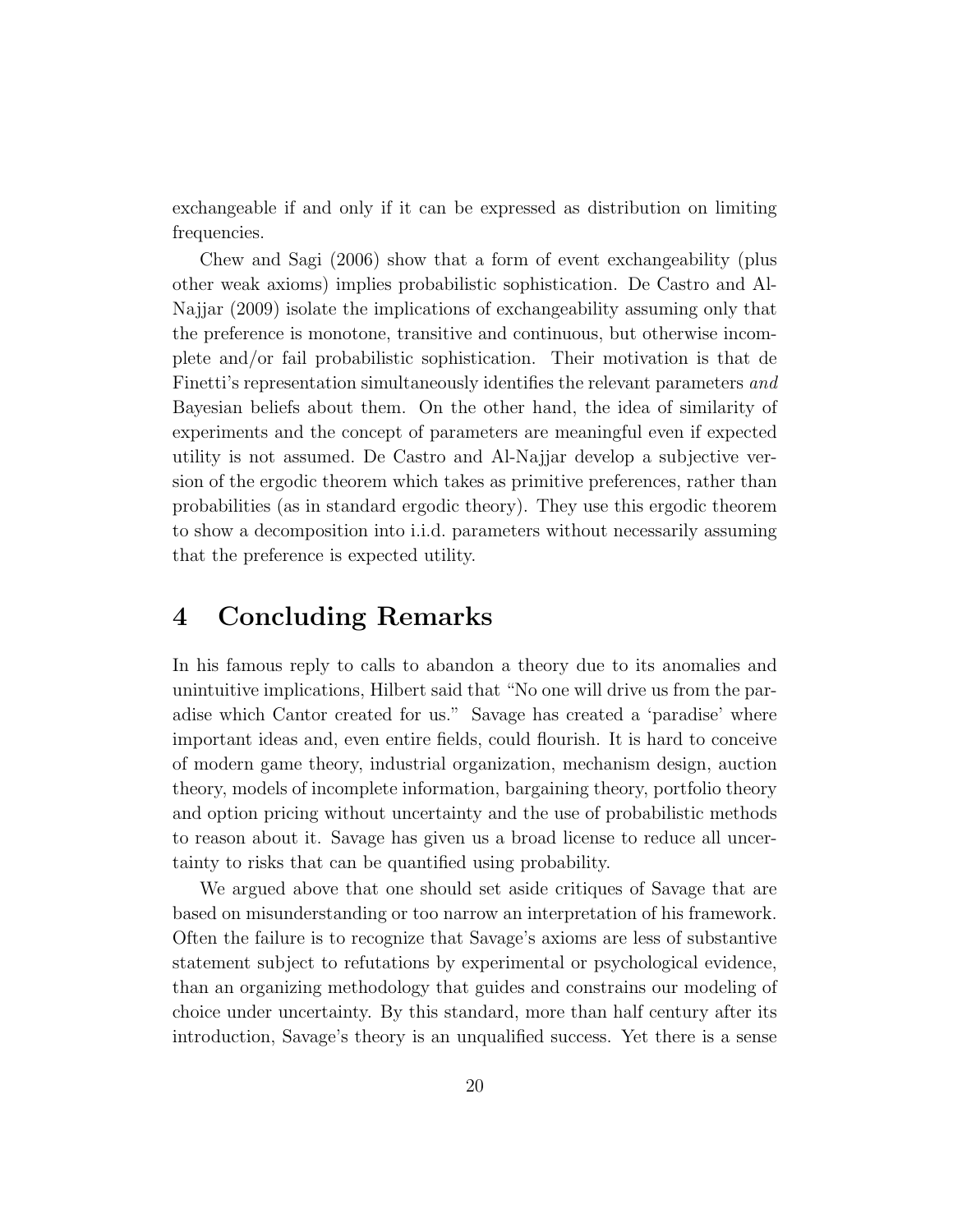exchangeable if and only if it can be expressed as distribution on limiting frequencies.

Chew and Sagi (2006) show that a form of event exchangeability (plus other weak axioms) implies probabilistic sophistication. De Castro and Al-Najjar (2009) isolate the implications of exchangeability assuming only that the preference is monotone, transitive and continuous, but otherwise incomplete and/or fail probabilistic sophistication. Their motivation is that de Finetti's representation simultaneously identifies the relevant parameters *and* Bayesian beliefs about them. On the other hand, the idea of similarity of experiments and the concept of parameters are meaningful even if expected utility is not assumed. De Castro and Al-Najjar develop a subjective version of the ergodic theorem which takes as primitive preferences, rather than probabilities (as in standard ergodic theory). They use this ergodic theorem to show a decomposition into i.i.d. parameters without necessarily assuming that the preference is expected utility.

# 4 Concluding Remarks

In his famous reply to calls to abandon a theory due to its anomalies and unintuitive implications, Hilbert said that "No one will drive us from the paradise which Cantor created for us." Savage has created a 'paradise' where important ideas and, even entire fields, could flourish. It is hard to conceive of modern game theory, industrial organization, mechanism design, auction theory, models of incomplete information, bargaining theory, portfolio theory and option pricing without uncertainty and the use of probabilistic methods to reason about it. Savage has given us a broad license to reduce all uncertainty to risks that can be quantified using probability.

We argued above that one should set aside critiques of Savage that are based on misunderstanding or too narrow an interpretation of his framework. Often the failure is to recognize that Savage's axioms are less of substantive statement subject to refutations by experimental or psychological evidence, than an organizing methodology that guides and constrains our modeling of choice under uncertainty. By this standard, more than half century after its introduction, Savage's theory is an unqualified success. Yet there is a sense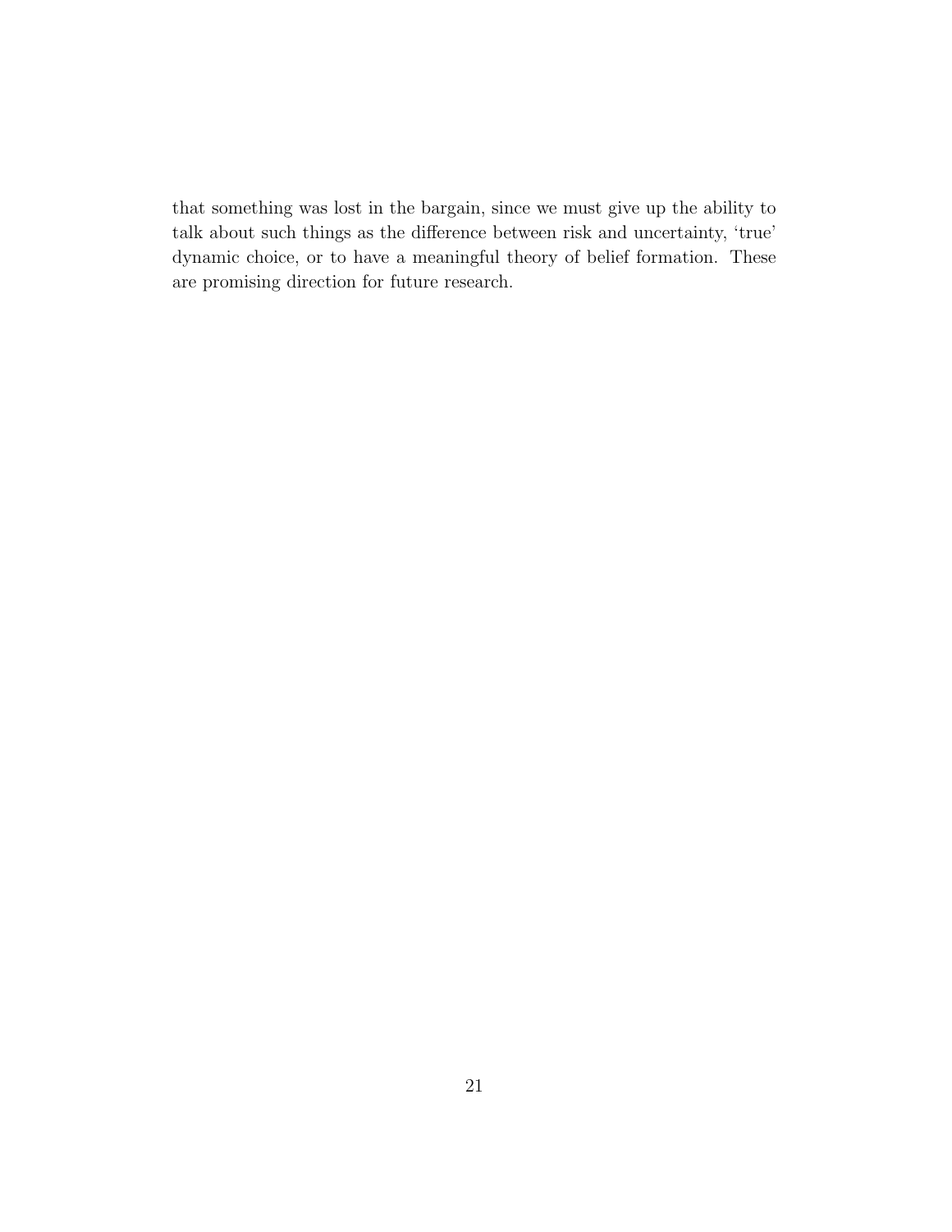that something was lost in the bargain, since we must give up the ability to talk about such things as the difference between risk and uncertainty, 'true' dynamic choice, or to have a meaningful theory of belief formation. These are promising direction for future research.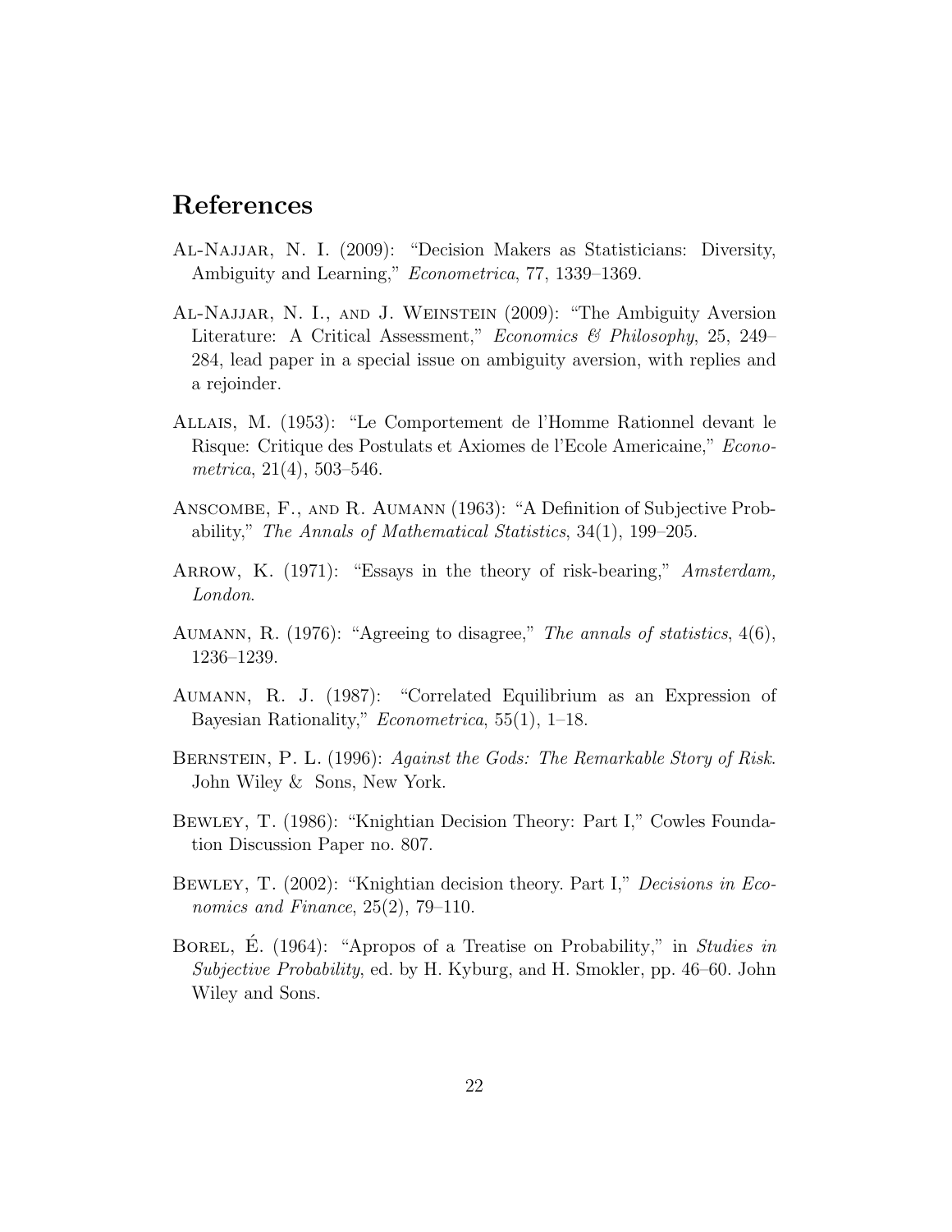# References

Al-Najjar, N. I. (2009): "Decision Makers as Statisticians: Diversity, Ambiguity and Learning," *Econometrica*, 77, 1339–1369.

Al-Najjar, N. I., and J. Weinstein (2009): "The Ambiguity Aversion Literature: A Critical Assessment," *Economics & Philosophy*, 25, 249–284, lead paper in a special issue on ambiguity aversion, with replies and a rejoinder.

Allais, M. (1953): "Le Comportement de l'Homme Rationnel devant le Risque: Critique des Postulats et Axiomes de l'Ecole Americaine," *Econometrica*, 21(4), 503–546.

Anscombe, F., and R. Aumann (1963): "A Definition of Subjective Probability," *The Annals of Mathematical Statistics*, 34(1), 199–205.

Arrow, K. (1971): "Essays in the theory of risk-bearing," *Amsterdam, London*.

Aumann, R. (1976): "Agreeing to disagree," *The annals of statistics*, 4(6), 1236–1239.

Aumann, R. J. (1987): "Correlated Equilibrium as an Expression of Bayesian Rationality," *Econometrica*, 55(1), 1–18.

Bernstein, P. L. (1996): *Against the Gods: The Remarkable Story of Risk*. John Wiley & Sons, New York.

Bewley, T. (1986): "Knightian Decision Theory: Part I," Cowles Foundation Discussion Paper no. 807.

Bewley, T. (2002): "Knightian decision theory. Part I," *Decisions in Economics and Finance*, 25(2), 79–110.

Borel, É. (1964): "Apropos of a Treatise on Probability," in *Studies in Subjective Probability*, ed. by H. Kyburg, and H. Smokler, pp. 46–60. John Wiley and Sons.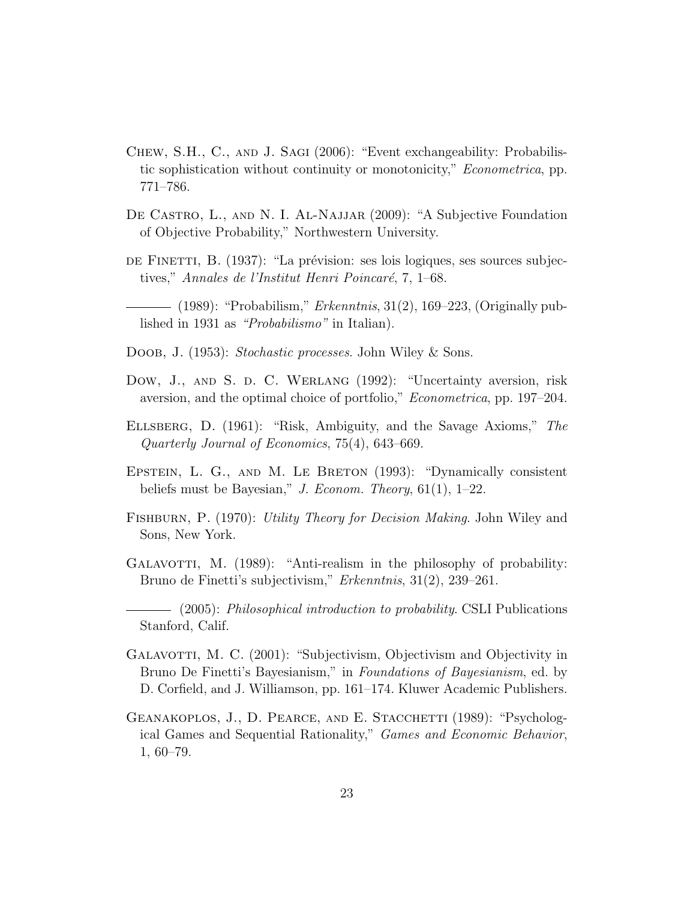Chew, S.H., C., and J. Sagi (2006): "Event exchangeability: Probabilistic sophistication without continuity or monotonicity," *Econometrica*, pp. 771–786.

De Castro, L., and N. I. Al-Najjar (2009): "A Subjective Foundation of Objective Probability," Northwestern University.

de Finetti, B. (1937): "La prévision: ses lois logiques, ses sources subjectives," *Annales de l'Institut Henri Poincaré*, 7, 1–68.

——— (1989): "Probabilism," *Erkenntnis*, 31(2), 169–223, (Originally published in 1931 as *"Probabilismo"* in Italian).

Doob, J. (1953): *Stochastic processes*. John Wiley & Sons.

Dow, J., and S. d. C. Werlang (1992): "Uncertainty aversion, risk aversion, and the optimal choice of portfolio," *Econometrica*, pp. 197–204.

Ellsberg, D. (1961): "Risk, Ambiguity, and the Savage Axioms," *The Quarterly Journal of Economics*, 75(4), 643–669.

Epstein, L. G., and M. Le Breton (1993): "Dynamically consistent beliefs must be Bayesian," *J. Econom. Theory*, 61(1), 1–22.

Fishburn, P. (1970): *Utility Theory for Decision Making*. John Wiley and Sons, New York.

Galavotti, M. (1989): "Anti-realism in the philosophy of probability: Bruno de Finetti's subjectivism," *Erkenntnis*, 31(2), 239–261.

——— (2005): *Philosophical introduction to probability*. CSLI Publications Stanford, Calif.

Galavotti, M. C. (2001): "Subjectivism, Objectivism and Objectivity in Bruno De Finetti's Bayesianism," in *Foundations of Bayesianism*, ed. by D. Corfield, and J. Williamson, pp. 161–174. Kluwer Academic Publishers.

Geanakoplos, J., D. Pearce, and E. Stacchetti (1989): "Psychological Games and Sequential Rationality," *Games and Economic Behavior*, 1, 60–79.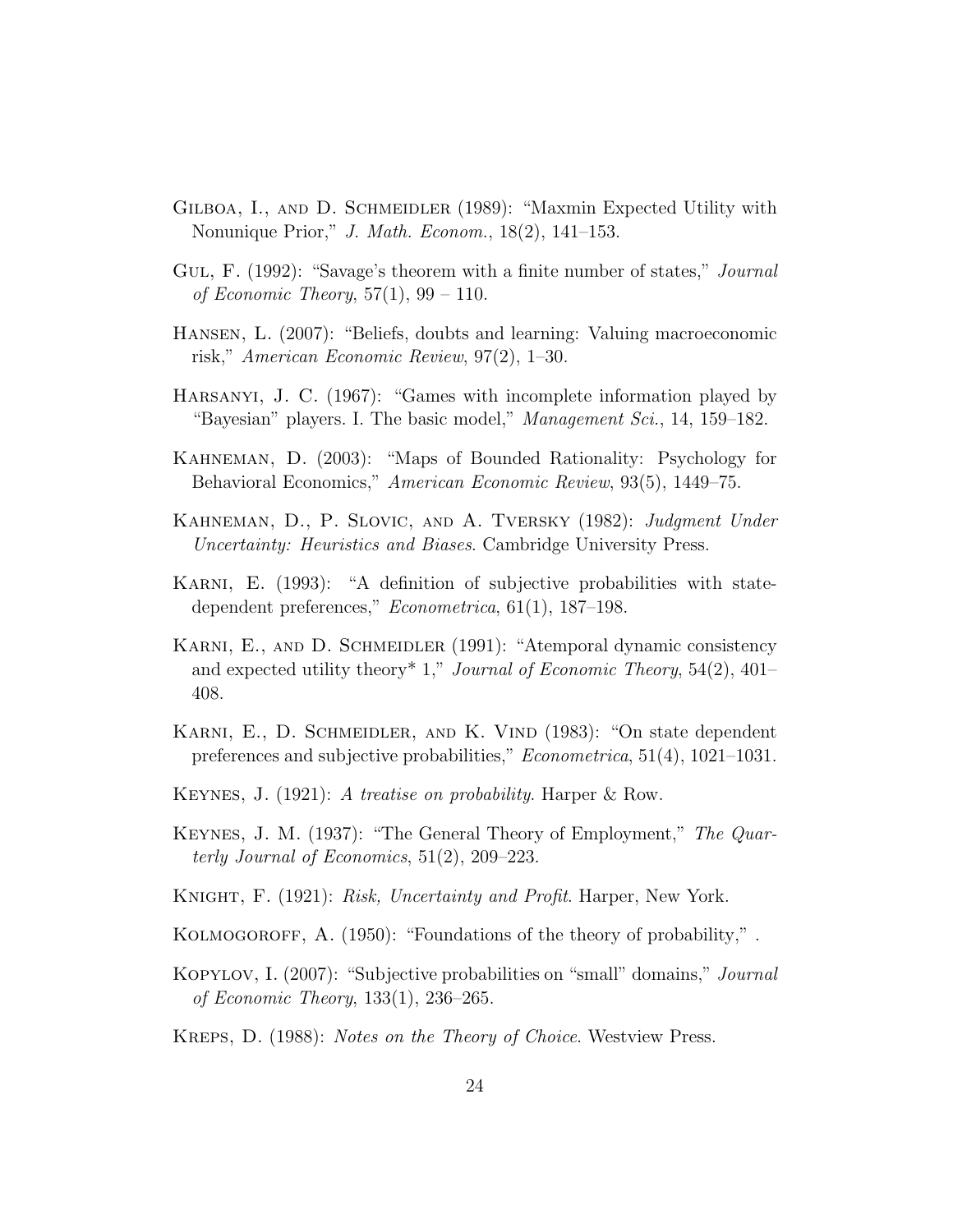Gilboa, I., and D. Schmeidler (1989): "Maxmin Expected Utility with Nonunique Prior," *J. Math. Econom.*, 18(2), 141–153.

Gul, F. (1992): "Savage's theorem with a finite number of states," *Journal of Economic Theory*, 57(1), 99 – 110.

Hansen, L. (2007): "Beliefs, doubts and learning: Valuing macroeconomic risk," *American Economic Review*, 97(2), 1–30.

Harsanyi, J. C. (1967): "Games with incomplete information played by "Bayesian" players. I. The basic model," *Management Sci.*, 14, 159–182.

Kahneman, D. (2003): "Maps of Bounded Rationality: Psychology for Behavioral Economics," *American Economic Review*, 93(5), 1449–75.

Kahneman, D., P. Slovic, and A. Tversky (1982): *Judgment Under Uncertainty: Heuristics and Biases*. Cambridge University Press.

Karni, E. (1993): "A definition of subjective probabilities with state-dependent preferences," *Econometrica*, 61(1), 187–198.

Karni, E., and D. Schmeidler (1991): "Atemporal dynamic consistency and expected utility theory* 1," *Journal of Economic Theory*, 54(2), 401–408.

Karni, E., D. Schmeidler, and K. Vind (1983): "On state dependent preferences and subjective probabilities," *Econometrica*, 51(4), 1021–1031.

Keynes, J. (1921): *A treatise on probability*. Harper & Row.

Keynes, J. M. (1937): "The General Theory of Employment," *The Quarterly Journal of Economics*, 51(2), 209–223.

Knight, F. (1921): *Risk, Uncertainty and Profit*. Harper, New York.

Kolmogoroff, A. (1950): "Foundations of the theory of probability," .

Kopylov, I. (2007): "Subjective probabilities on "small" domains," *Journal of Economic Theory*, 133(1), 236–265.

Kreps, D. (1988): *Notes on the Theory of Choice*. Westview Press.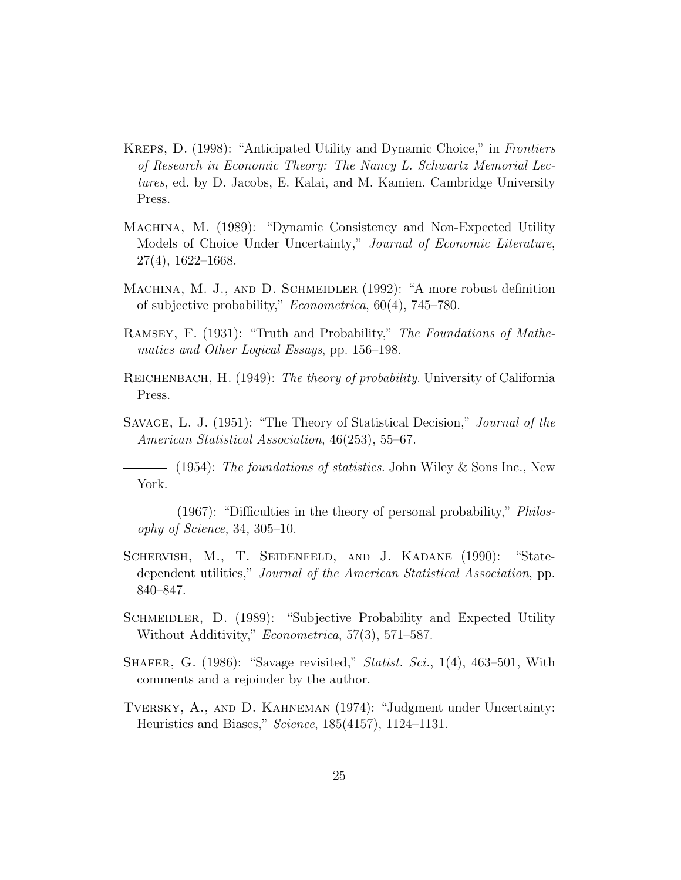Kreps, D. (1998): "Anticipated Utility and Dynamic Choice," in *Frontiers of Research in Economic Theory: The Nancy L. Schwartz Memorial Lectures*, ed. by D. Jacobs, E. Kalai, and M. Kamien. Cambridge University Press.

Machina, M. (1989): "Dynamic Consistency and Non-Expected Utility Models of Choice Under Uncertainty," *Journal of Economic Literature*, 27(4), 1622–1668.

Machina, M. J., and D. Schmeidler (1992): "A more robust definition of subjective probability," *Econometrica*, 60(4), 745–780.

Ramsey, F. (1931): "Truth and Probability," *The Foundations of Mathematics and Other Logical Essays*, pp. 156–198.

Reichenbach, H. (1949): *The theory of probability*. University of California Press.

Savage, L. J. (1951): "The Theory of Statistical Decision," *Journal of the American Statistical Association*, 46(253), 55–67.

——— (1954): *The foundations of statistics*. John Wiley & Sons Inc., New York.

——— (1967): "Difficulties in the theory of personal probability," *Philosophy of Science*, 34, 305–10.

Schervish, M., T. Seidenfeld, and J. Kadane (1990): "State-dependent utilities," *Journal of the American Statistical Association*, pp. 840–847.

Schmeidler, D. (1989): "Subjective Probability and Expected Utility Without Additivity," *Econometrica*, 57(3), 571–587.

Shafer, G. (1986): "Savage revisited," *Statist. Sci.*, 1(4), 463–501, With comments and a rejoinder by the author.

Tversky, A., and D. Kahneman (1974): "Judgment under Uncertainty: Heuristics and Biases," *Science*, 185(4157), 1124–1131.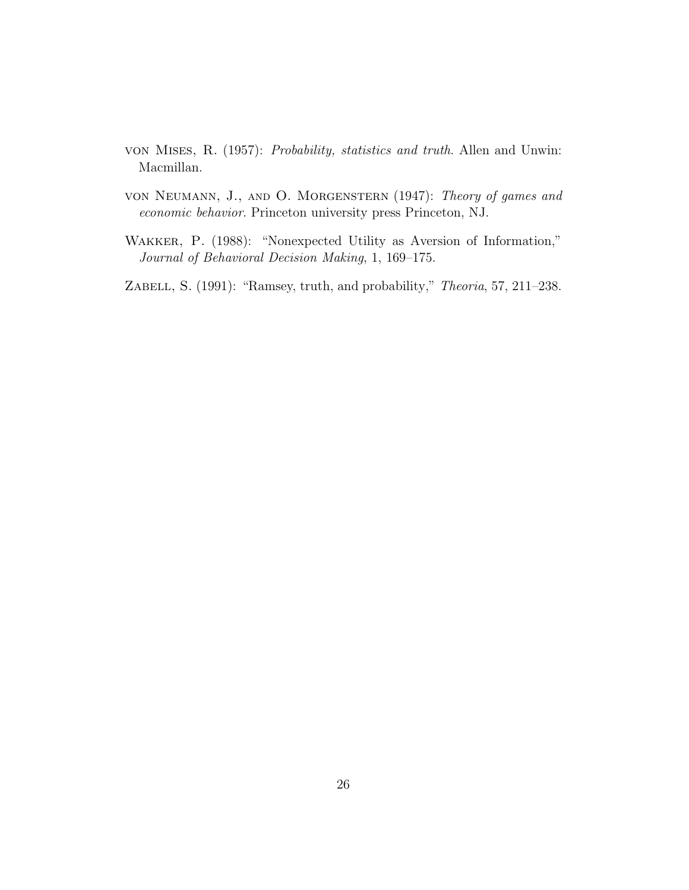von Mises, R. (1957): *Probability, statistics and truth*. Allen and Unwin: Macmillan.

von Neumann, J., and O. Morgenstern (1947): *Theory of games and economic behavior*. Princeton university press Princeton, NJ.

Wakker, P. (1988): "Nonexpected Utility as Aversion of Information," *Journal of Behavioral Decision Making*, 1, 169–175.

Zabell, S. (1991): "Ramsey, truth, and probability," *Theoria*, 57, 211–238.